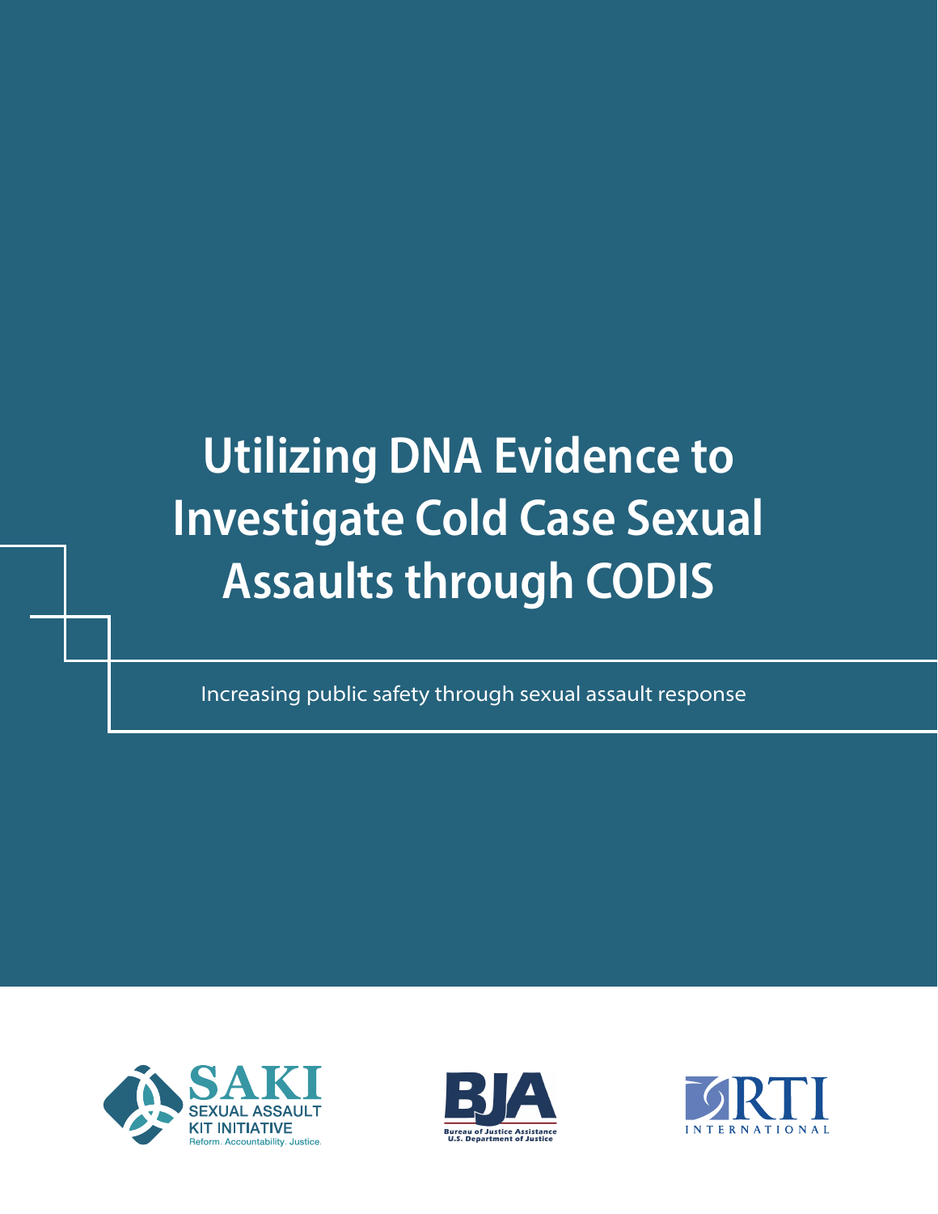# Utilizing DNA Evidence to Investigate Cold Case Sexual Assaults through CODIS

Increasing public safety through sexual assault response

SAKI
SEXUAL ASSAULT KIT INITIATIVE
Reform. Accountability. Justice.

BJA
Bureau of Justice Assistance
U.S. Department of Justice

RTI
INTERNATIONAL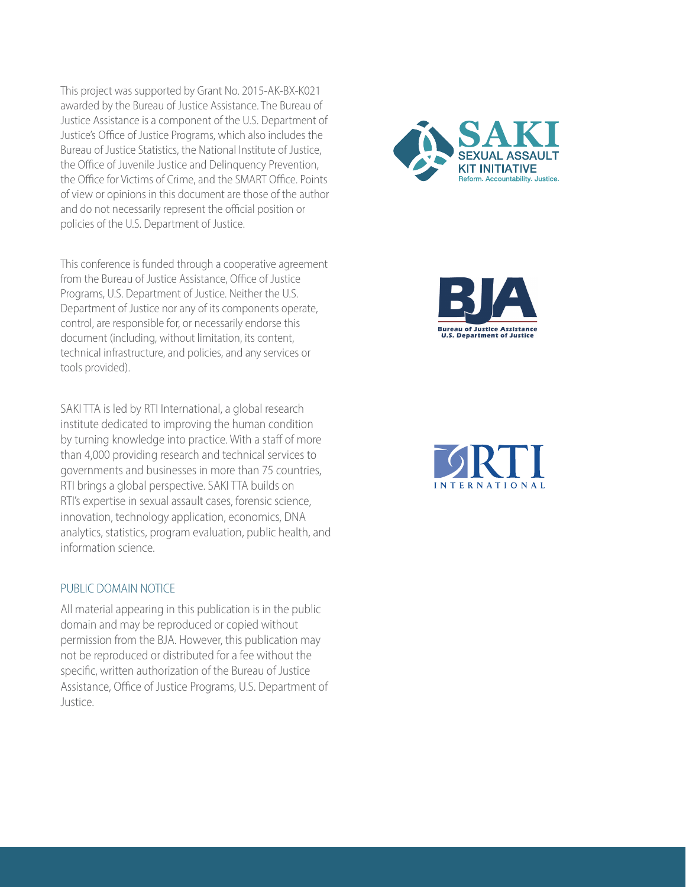This project was supported by Grant No. 2015-AK-BX-K021 awarded by the Bureau of Justice Assistance. The Bureau of Justice Assistance is a component of the U.S. Department of Justice's Office of Justice Programs, which also includes the Bureau of Justice Statistics, the National Institute of Justice, the Office of Juvenile Justice and Delinquency Prevention, the Office for Victims of Crime, and the SMART Office. Points of view or opinions in this document are those of the author and do not necessarily represent the official position or policies of the U.S. Department of Justice.

This conference is funded through a cooperative agreement from the Bureau of Justice Assistance, Office of Justice Programs, U.S. Department of Justice. Neither the U.S. Department of Justice nor any of its components operate, control, are responsible for, or necessarily endorse this document (including, without limitation, its content, technical infrastructure, and policies, and any services or tools provided).

SAKI TTA is led by RTI International, a global research institute dedicated to improving the human condition by turning knowledge into practice. With a staff of more than 4,000 providing research and technical services to governments and businesses in more than 75 countries, RTI brings a global perspective. SAKI TTA builds on RTI's expertise in sexual assault cases, forensic science, innovation, technology application, economics, DNA analytics, statistics, program evaluation, public health, and information science.

SAKI SEXUAL ASSAULT KIT INITIATIVE
Reform. Accountability. Justice.

BJA
Bureau of Justice Assistance
U.S. Department of Justice

RTI INTERNATIONAL

## PUBLIC DOMAIN NOTICE

All material appearing in this publication is in the public domain and may be reproduced or copied without permission from the BJA. However, this publication may not be reproduced or distributed for a fee without the specific, written authorization of the Bureau of Justice Assistance, Office of Justice Programs, U.S. Department of Justice.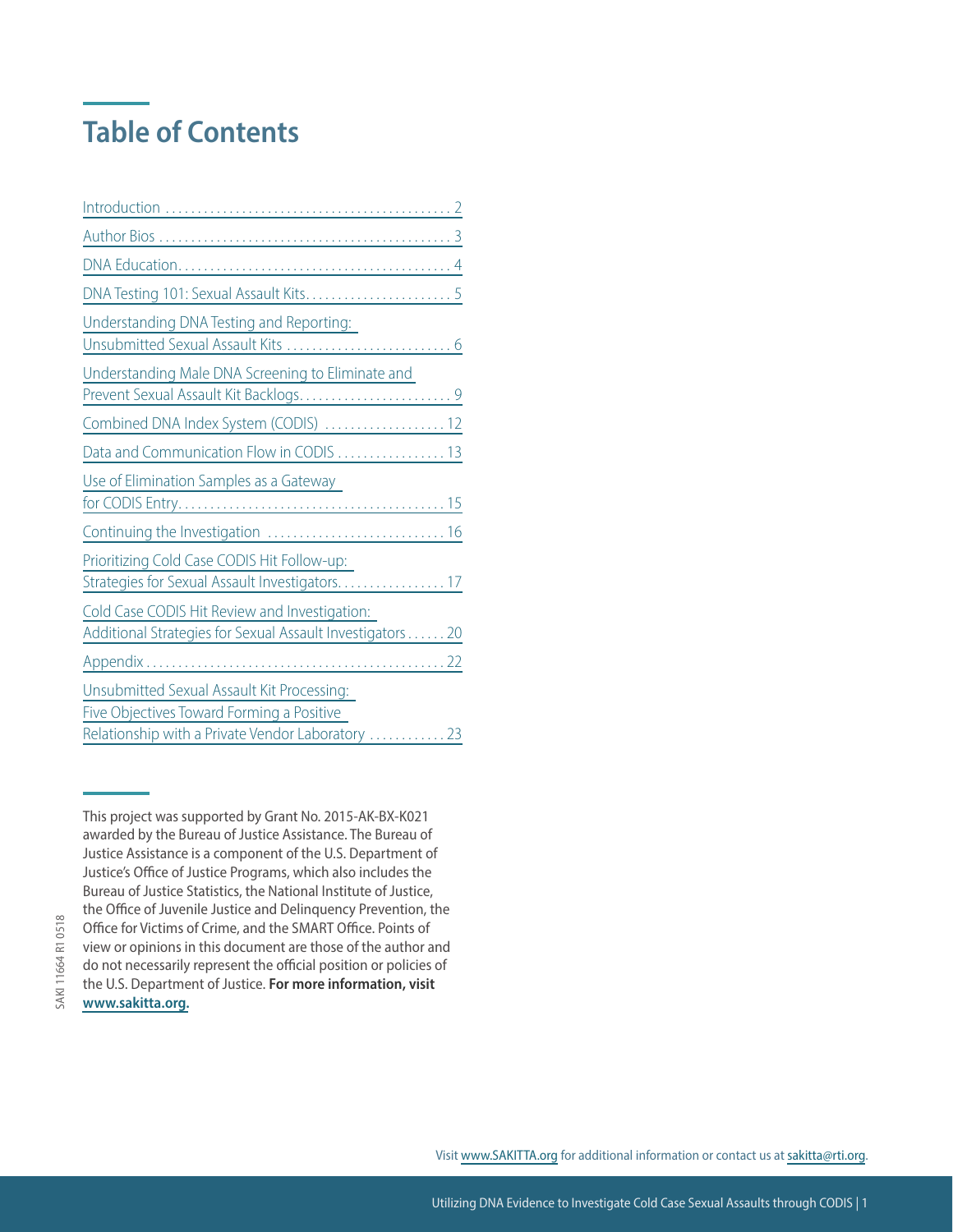# Table of Contents

- Introduction .... 2
- Author Bios .... 3
- DNA Education .... 4
- DNA Testing 101: Sexual Assault Kits .... 5
- Understanding DNA Testing and Reporting: Unsubmitted Sexual Assault Kits .... 6
- Understanding Male DNA Screening to Eliminate and Prevent Sexual Assault Kit Backlogs .... 9
- Combined DNA Index System (CODIS) .... 12
- Data and Communication Flow in CODIS .... 13
- Use of Elimination Samples as a Gateway for CODIS Entry .... 15
- Continuing the Investigation .... 16
- Prioritizing Cold Case CODIS Hit Follow-up: Strategies for Sexual Assault Investigators .... 17
- Cold Case CODIS Hit Review and Investigation: Additional Strategies for Sexual Assault Investigators .... 20
- Appendix .... 22
- Unsubmitted Sexual Assault Kit Processing: Five Objectives Toward Forming a Positive Relationship with a Private Vendor Laboratory .... 23

This project was supported by Grant No. 2015-AK-BX-K021 awarded by the Bureau of Justice Assistance. The Bureau of Justice Assistance is a component of the U.S. Department of Justice's Office of Justice Programs, which also includes the Bureau of Justice Statistics, the National Institute of Justice, the Office of Juvenile Justice and Delinquency Prevention, the Office for Victims of Crime, and the SMART Office. Points of view or opinions in this document are those of the author and do not necessarily represent the official position or policies of the U.S. Department of Justice. **For more information, visit www.sakitta.org.**

SAKI 11664 R1 0518

Visit www.SAKITTA.org for additional information or contact us at sakitta@rti.org.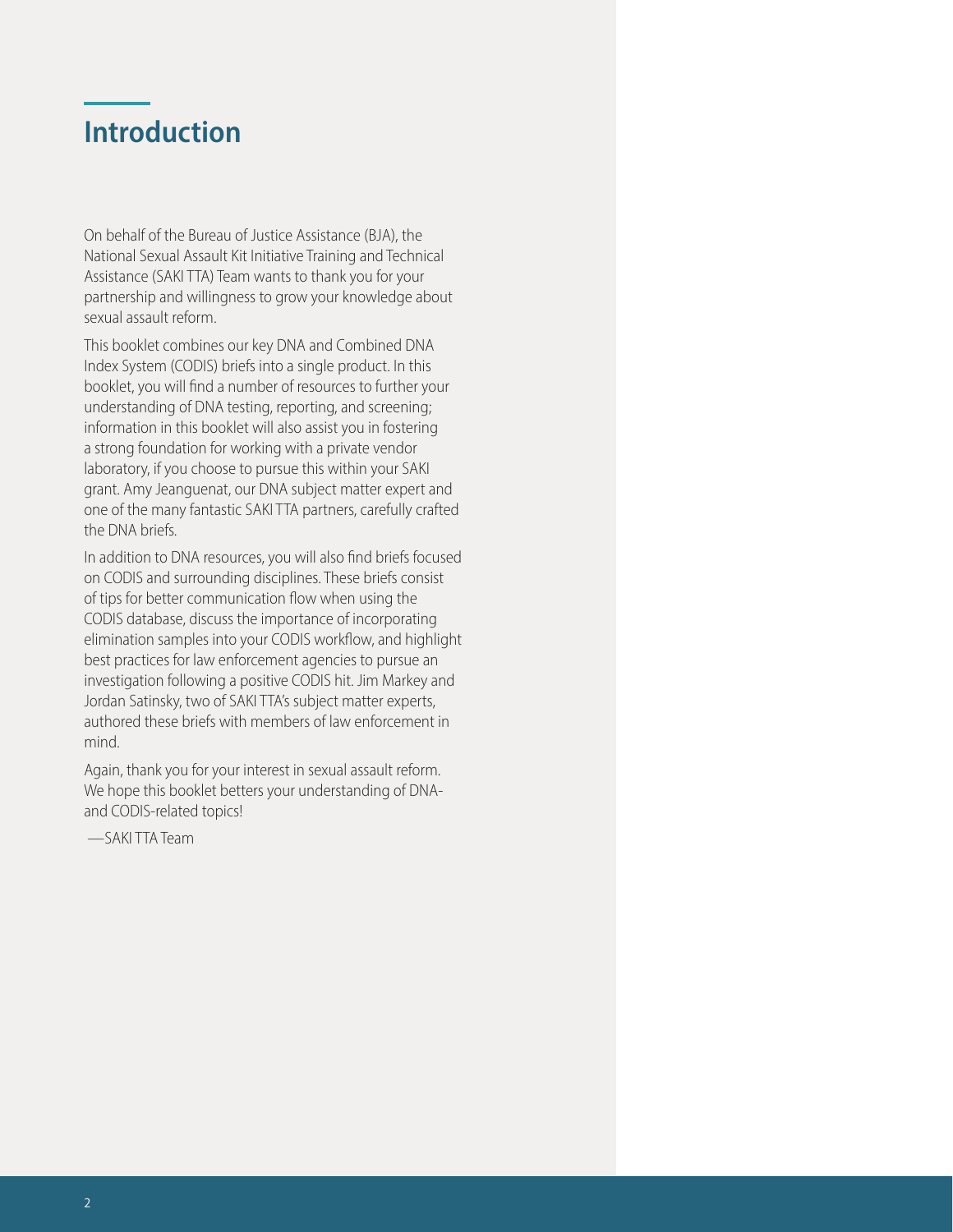# Introduction

On behalf of the Bureau of Justice Assistance (BJA), the National Sexual Assault Kit Initiative Training and Technical Assistance (SAKI TTA) Team wants to thank you for your partnership and willingness to grow your knowledge about sexual assault reform.

This booklet combines our key DNA and Combined DNA Index System (CODIS) briefs into a single product. In this booklet, you will find a number of resources to further your understanding of DNA testing, reporting, and screening; information in this booklet will also assist you in fostering a strong foundation for working with a private vendor laboratory, if you choose to pursue this within your SAKI grant. Amy Jeanguenat, our DNA subject matter expert and one of the many fantastic SAKI TTA partners, carefully crafted the DNA briefs.

In addition to DNA resources, you will also find briefs focused on CODIS and surrounding disciplines. These briefs consist of tips for better communication flow when using the CODIS database, discuss the importance of incorporating elimination samples into your CODIS workflow, and highlight best practices for law enforcement agencies to pursue an investigation following a positive CODIS hit. Jim Markey and Jordan Satinsky, two of SAKI TTA's subject matter experts, authored these briefs with members of law enforcement in mind.

Again, thank you for your interest in sexual assault reform. We hope this booklet betters your understanding of DNA- and CODIS-related topics!

—SAKI TTA Team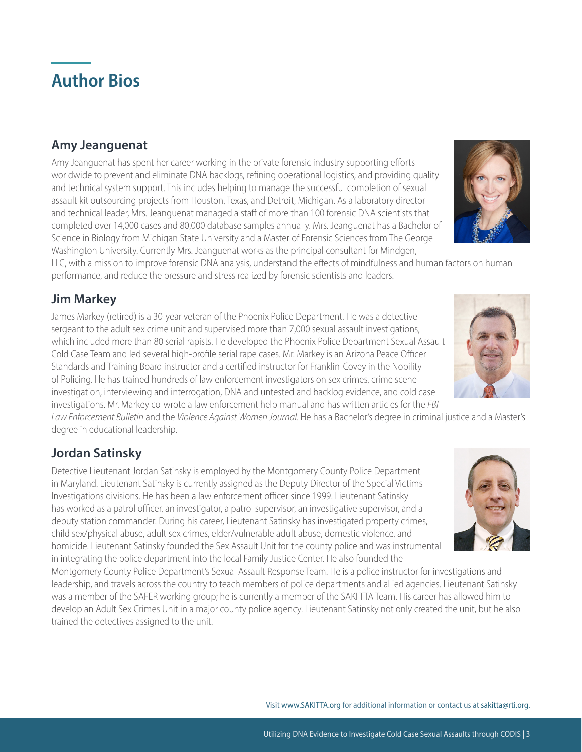# Author Bios

## Amy Jeanguenat

Amy Jeanguenat has spent her career working in the private forensic industry supporting efforts worldwide to prevent and eliminate DNA backlogs, refining operational logistics, and providing quality and technical system support. This includes helping to manage the successful completion of sexual assault kit outsourcing projects from Houston, Texas, and Detroit, Michigan. As a laboratory director and technical leader, Mrs. Jeanguenat managed a staff of more than 100 forensic DNA scientists that completed over 14,000 cases and 80,000 database samples annually. Mrs. Jeanguenat has a Bachelor of Science in Biology from Michigan State University and a Master of Forensic Sciences from The George Washington University. Currently Mrs. Jeanguenat works as the principal consultant for Mindgen, LLC, with a mission to improve forensic DNA analysis, understand the effects of mindfulness and human factors on human performance, and reduce the pressure and stress realized by forensic scientists and leaders.

## Jim Markey

James Markey (retired) is a 30-year veteran of the Phoenix Police Department. He was a detective sergeant to the adult sex crime unit and supervised more than 7,000 sexual assault investigations, which included more than 80 serial rapists. He developed the Phoenix Police Department Sexual Assault Cold Case Team and led several high-profile serial rape cases. Mr. Markey is an Arizona Peace Officer Standards and Training Board instructor and a certified instructor for Franklin-Covey in the Nobility of Policing. He has trained hundreds of law enforcement investigators on sex crimes, crime scene investigation, interviewing and interrogation, DNA and untested and backlog evidence, and cold case investigations. Mr. Markey co-wrote a law enforcement help manual and has written articles for the *FBI Law Enforcement Bulletin* and the *Violence Against Women Journal.* He has a Bachelor's degree in criminal justice and a Master's degree in educational leadership.

## Jordan Satinsky

Detective Lieutenant Jordan Satinsky is employed by the Montgomery County Police Department in Maryland. Lieutenant Satinsky is currently assigned as the Deputy Director of the Special Victims Investigations divisions. He has been a law enforcement officer since 1999. Lieutenant Satinsky has worked as a patrol officer, an investigator, a patrol supervisor, an investigative supervisor, and a deputy station commander. During his career, Lieutenant Satinsky has investigated property crimes, child sex/physical abuse, adult sex crimes, elder/vulnerable adult abuse, domestic violence, and homicide. Lieutenant Satinsky founded the Sex Assault Unit for the county police and was instrumental in integrating the police department into the local Family Justice Center. He also founded the Montgomery County Police Department's Sexual Assault Response Team. He is a police instructor for investigations and leadership, and travels across the country to teach members of police departments and allied agencies. Lieutenant Satinsky was a member of the SAFER working group; he is currently a member of the SAKI TTA Team. His career has allowed him to develop an Adult Sex Crimes Unit in a major county police agency. Lieutenant Satinsky not only created the unit, but he also trained the detectives assigned to the unit.

Visit www.SAKITTA.org for additional information or contact us at sakitta@rti.org.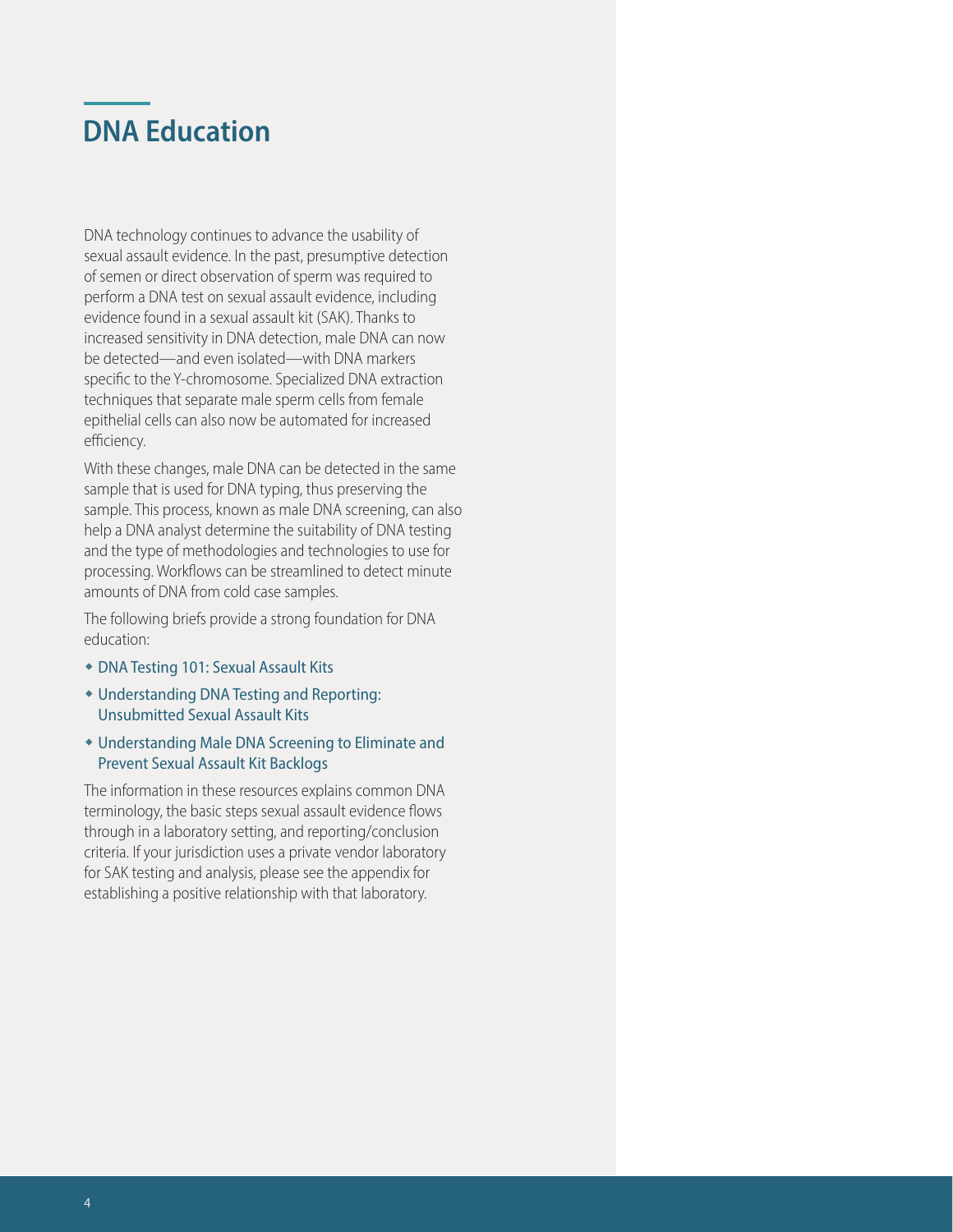# DNA Education

DNA technology continues to advance the usability of sexual assault evidence. In the past, presumptive detection of semen or direct observation of sperm was required to perform a DNA test on sexual assault evidence, including evidence found in a sexual assault kit (SAK). Thanks to increased sensitivity in DNA detection, male DNA can now be detected—and even isolated—with DNA markers specific to the Y-chromosome. Specialized DNA extraction techniques that separate male sperm cells from female epithelial cells can also now be automated for increased efficiency.

With these changes, male DNA can be detected in the same sample that is used for DNA typing, thus preserving the sample. This process, known as male DNA screening, can also help a DNA analyst determine the suitability of DNA testing and the type of methodologies and technologies to use for processing. Workflows can be streamlined to detect minute amounts of DNA from cold case samples.

The following briefs provide a strong foundation for DNA education:

- DNA Testing 101: Sexual Assault Kits
- Understanding DNA Testing and Reporting: Unsubmitted Sexual Assault Kits
- Understanding Male DNA Screening to Eliminate and Prevent Sexual Assault Kit Backlogs

The information in these resources explains common DNA terminology, the basic steps sexual assault evidence flows through in a laboratory setting, and reporting/conclusion criteria. If your jurisdiction uses a private vendor laboratory for SAK testing and analysis, please see the appendix for establishing a positive relationship with that laboratory.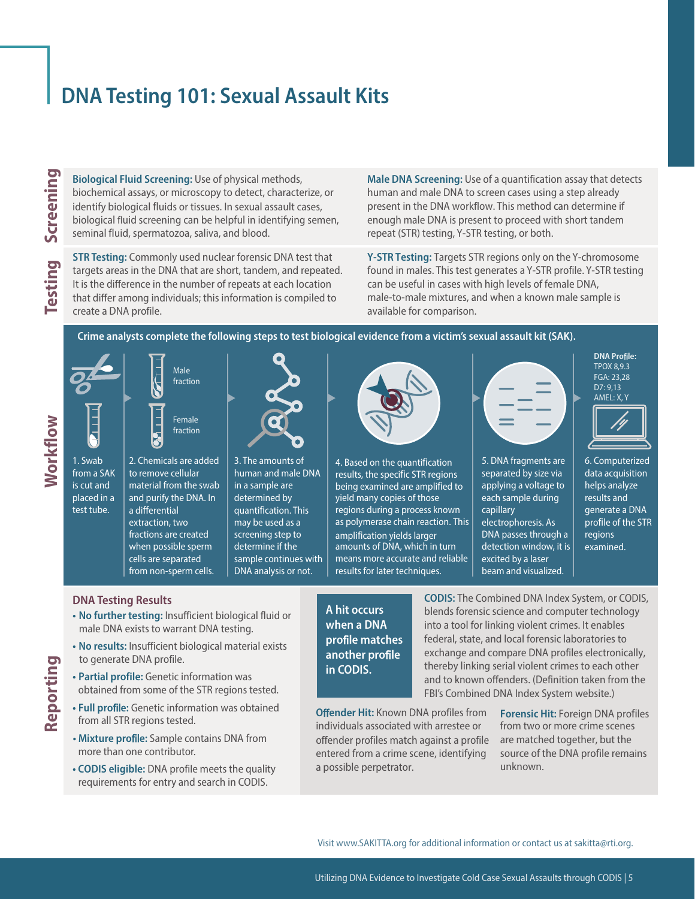# DNA Testing 101: Sexual Assault Kits

## Screening

**Biological Fluid Screening:** Use of physical methods, biochemical assays, or microscopy to detect, characterize, or identify biological fluids or tissues. In sexual assault cases, biological fluid screening can be helpful in identifying semen, seminal fluid, spermatozoa, saliva, and blood.

**Male DNA Screening:** Use of a quantification assay that detects human and male DNA to screen cases using a step already present in the DNA workflow. This method can determine if enough male DNA is present to proceed with short tandem repeat (STR) testing, Y-STR testing, or both.

## Testing

**STR Testing:** Commonly used nuclear forensic DNA test that targets areas in the DNA that are short, tandem, and repeated. It is the difference in the number of repeats at each location that differ among individuals; this information is compiled to create a DNA profile.

**Y-STR Testing:** Targets STR regions only on the Y-chromosome found in males. This test generates a Y-STR profile. Y-STR testing can be useful in cases with high levels of female DNA, male-to-male mixtures, and when a known male sample is available for comparison.

## Workflow

**Crime analysts complete the following steps to test biological evidence from a victim's sexual assault kit (SAK).**

1. Swab from a SAK is cut and placed in a test tube.
2. Chemicals are added to remove cellular material from the swab and purify the DNA. In a differential extraction, two fractions are created when possible sperm cells are separated from non-sperm cells. (Male fraction / Female fraction)
3. The amounts of human and male DNA in a sample are determined by quantification. This may be used as a screening step to determine if the sample continues with DNA analysis or not.
4. Based on the quantification results, the specific STR regions being examined are amplified to yield many copies of those regions during a process known as polymerase chain reaction. This amplification yields larger amounts of DNA, which in turn means more accurate and reliable results for later techniques.
5. DNA fragments are separated by size via applying a voltage to each sample during capillary electrophoresis. As DNA passes through a detection window, it is excited by a laser beam and visualized.
6. Computerized data acquisition helps analyze results and generate a DNA profile of the STR regions examined.

**DNA Profile:**
TPOX 8,9.3
FGA: 23,28
D7: 9,13
AMEL: X, Y

## Reporting

### DNA Testing Results

- **No further testing:** Insufficient biological fluid or male DNA exists to warrant DNA testing.
- **No results:** Insufficient biological material exists to generate DNA profile.
- **Partial profile:** Genetic information was obtained from some of the STR regions tested.
- **Full profile:** Genetic information was obtained from all STR regions tested.
- **Mixture profile:** Sample contains DNA from more than one contributor.
- **CODIS eligible:** DNA profile meets the quality requirements for entry and search in CODIS.

**A hit occurs when a DNA profile matches another profile in CODIS.**

**CODIS:** The Combined DNA Index System, or CODIS, blends forensic science and computer technology into a tool for linking violent crimes. It enables federal, state, and local forensic laboratories to exchange and compare DNA profiles electronically, thereby linking serial violent crimes to each other and to known offenders. (Definition taken from the FBI's Combined DNA Index System website.)

**Offender Hit:** Known DNA profiles from individuals associated with arrestee or offender profiles match against a profile entered from a crime scene, identifying a possible perpetrator.

**Forensic Hit:** Foreign DNA profiles from two or more crime scenes are matched together, but the source of the DNA profile remains unknown.

Visit www.SAKITTA.org for additional information or contact us at sakitta@rti.org.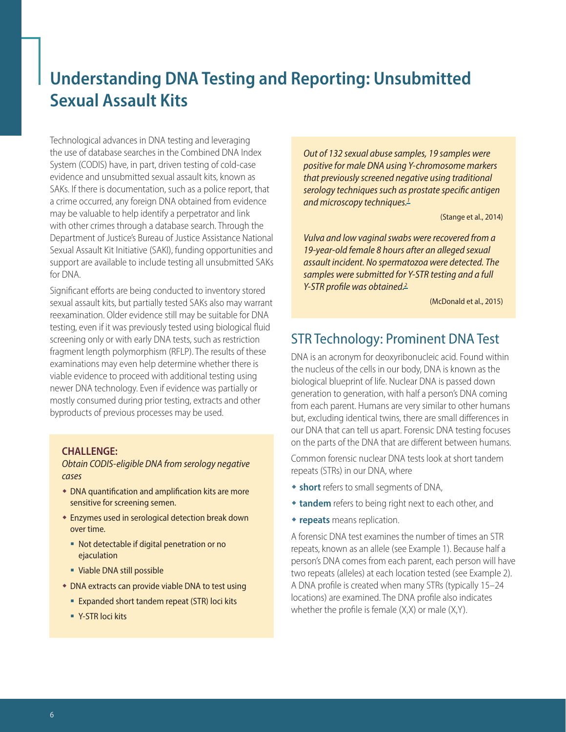# Understanding DNA Testing and Reporting: Unsubmitted Sexual Assault Kits

Technological advances in DNA testing and leveraging the use of database searches in the Combined DNA Index System (CODIS) have, in part, driven testing of cold-case evidence and unsubmitted sexual assault kits, known as SAKs. If there is documentation, such as a police report, that a crime occurred, any foreign DNA obtained from evidence may be valuable to help identify a perpetrator and link with other crimes through a database search. Through the Department of Justice's Bureau of Justice Assistance National Sexual Assault Kit Initiative (SAKI), funding opportunities and support are available to include testing all unsubmitted SAKs for DNA.

Significant efforts are being conducted to inventory stored sexual assault kits, but partially tested SAKs also may warrant reexamination. Older evidence still may be suitable for DNA testing, even if it was previously tested using biological fluid screening only or with early DNA tests, such as restriction fragment length polymorphism (RFLP). The results of these examinations may even help determine whether there is viable evidence to proceed with additional testing using newer DNA technology. Even if evidence was partially or mostly consumed during prior testing, extracts and other byproducts of previous processes may be used.

**CHALLENGE:**

*Obtain CODIS-eligible DNA from serology negative cases*

- DNA quantification and amplification kits are more sensitive for screening semen.
- Enzymes used in serological detection break down over time.
  - Not detectable if digital penetration or no ejaculation
  - Viable DNA still possible
- DNA extracts can provide viable DNA to test using
  - Expanded short tandem repeat (STR) loci kits
  - Y-STR loci kits

*Out of 132 sexual abuse samples, 19 samples were positive for male DNA using Y-chromosome markers that previously screened negative using traditional serology techniques such as prostate specific antigen and microscopy techniques.*[1]

(Stange et al., 2014)

*Vulva and low vaginal swabs were recovered from a 19-year-old female 8 hours after an alleged sexual assault incident. No spermatozoa were detected. The samples were submitted for Y-STR testing and a full Y-STR profile was obtained.*[2]

(McDonald et al., 2015)

## STR Technology: Prominent DNA Test

DNA is an acronym for deoxyribonucleic acid. Found within the nucleus of the cells in our body, DNA is known as the biological blueprint of life. Nuclear DNA is passed down generation to generation, with half a person's DNA coming from each parent. Humans are very similar to other humans but, excluding identical twins, there are small differences in our DNA that can tell us apart. Forensic DNA testing focuses on the parts of the DNA that are different between humans.

Common forensic nuclear DNA tests look at short tandem repeats (STRs) in our DNA, where

- **short** refers to small segments of DNA,
- **tandem** refers to being right next to each other, and
- **repeats** means replication.

A forensic DNA test examines the number of times an STR repeats, known as an allele (see Example 1). Because half a person's DNA comes from each parent, each person will have two repeats (alleles) at each location tested (see Example 2). A DNA profile is created when many STRs (typically 15–24 locations) are examined. The DNA profile also indicates whether the profile is female (X,X) or male (X,Y).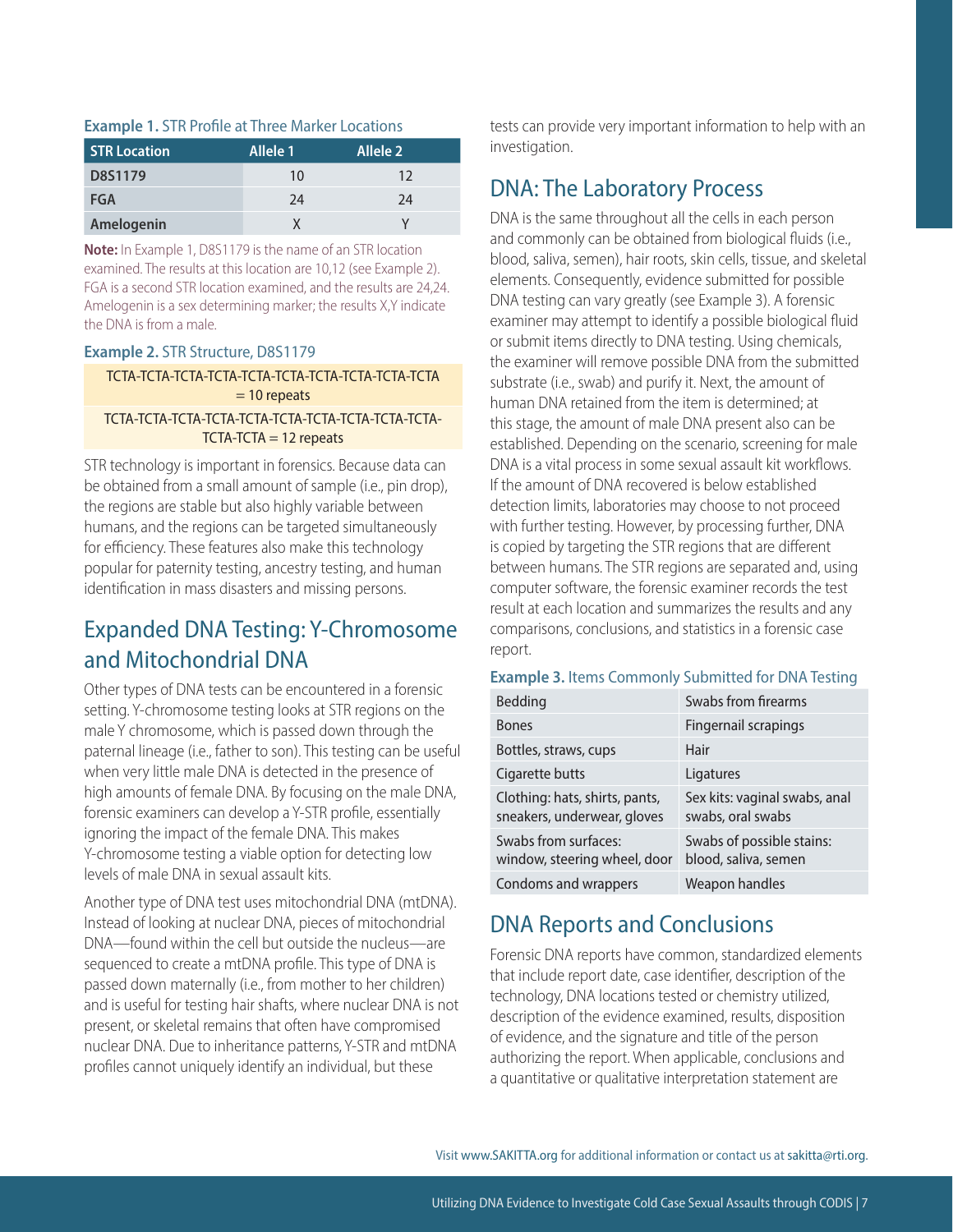**Example 1.** STR Profile at Three Marker Locations

| STR Location | Allele 1 | Allele 2 |
| --- | --- | --- |
| D8S1179 | 10 | 12 |
| FGA | 24 | 24 |
| Amelogenin | X | Y |

**Note:** In Example 1, D8S1179 is the name of an STR location examined. The results at this location are 10,12 (see Example 2). FGA is a second STR location examined, and the results are 24,24. Amelogenin is a sex determining marker; the results X,Y indicate the DNA is from a male.

**Example 2.** STR Structure, D8S1179

| |
| --- |
| TCTA-TCTA-TCTA-TCTA-TCTA-TCTA-TCTA-TCTA-TCTA-TCTA = 10 repeats |
| TCTA-TCTA-TCTA-TCTA-TCTA-TCTA-TCTA-TCTA-TCTA-TCTA-TCTA-TCTA = 12 repeats |

STR technology is important in forensics. Because data can be obtained from a small amount of sample (i.e., pin drop), the regions are stable but also highly variable between humans, and the regions can be targeted simultaneously for efficiency. These features also make this technology popular for paternity testing, ancestry testing, and human identification in mass disasters and missing persons.

## Expanded DNA Testing: Y-Chromosome and Mitochondrial DNA

Other types of DNA tests can be encountered in a forensic setting. Y-chromosome testing looks at STR regions on the male Y chromosome, which is passed down through the paternal lineage (i.e., father to son). This testing can be useful when very little male DNA is detected in the presence of high amounts of female DNA. By focusing on the male DNA, forensic examiners can develop a Y-STR profile, essentially ignoring the impact of the female DNA. This makes Y-chromosome testing a viable option for detecting low levels of male DNA in sexual assault kits.

Another type of DNA test uses mitochondrial DNA (mtDNA). Instead of looking at nuclear DNA, pieces of mitochondrial DNA—found within the cell but outside the nucleus—are sequenced to create a mtDNA profile. This type of DNA is passed down maternally (i.e., from mother to her children) and is useful for testing hair shafts, where nuclear DNA is not present, or skeletal remains that often have compromised nuclear DNA. Due to inheritance patterns, Y-STR and mtDNA profiles cannot uniquely identify an individual, but these tests can provide very important information to help with an investigation.

## DNA: The Laboratory Process

DNA is the same throughout all the cells in each person and commonly can be obtained from biological fluids (i.e., blood, saliva, semen), hair roots, skin cells, tissue, and skeletal elements. Consequently, evidence submitted for possible DNA testing can vary greatly (see Example 3). A forensic examiner may attempt to identify a possible biological fluid or submit items directly to DNA testing. Using chemicals, the examiner will remove possible DNA from the submitted substrate (i.e., swab) and purify it. Next, the amount of human DNA retained from the item is determined; at this stage, the amount of male DNA present also can be established. Depending on the scenario, screening for male DNA is a vital process in some sexual assault kit workflows. If the amount of DNA recovered is below established detection limits, laboratories may choose to not proceed with further testing. However, by processing further, DNA is copied by targeting the STR regions that are different between humans. The STR regions are separated and, using computer software, the forensic examiner records the test result at each location and summarizes the results and any comparisons, conclusions, and statistics in a forensic case report.

**Example 3.** Items Commonly Submitted for DNA Testing

| | |
| --- | --- |
| Bedding | Swabs from firearms |
| Bones | Fingernail scrapings |
| Bottles, straws, cups | Hair |
| Cigarette butts | Ligatures |
| Clothing: hats, shirts, pants, sneakers, underwear, gloves | Sex kits: vaginal swabs, anal swabs, oral swabs |
| Swabs from surfaces: window, steering wheel, door | Swabs of possible stains: blood, saliva, semen |
| Condoms and wrappers | Weapon handles |

## DNA Reports and Conclusions

Forensic DNA reports have common, standardized elements that include report date, case identifier, description of the technology, DNA locations tested or chemistry utilized, description of the evidence examined, results, disposition of evidence, and the signature and title of the person authorizing the report. When applicable, conclusions and a quantitative or qualitative interpretation statement are

Visit www.SAKITTA.org for additional information or contact us at sakitta@rti.org.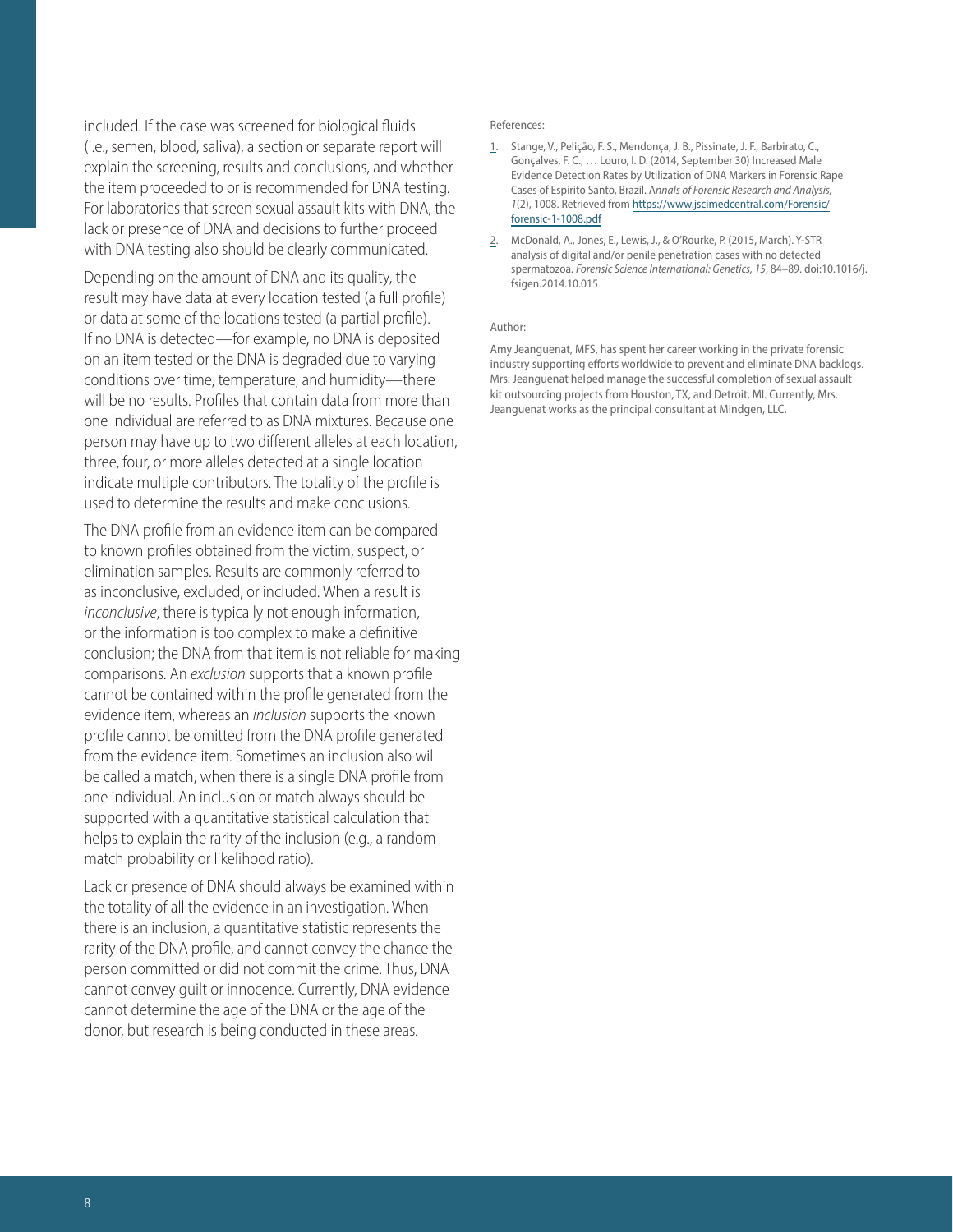included. If the case was screened for biological fluids (i.e., semen, blood, saliva), a section or separate report will explain the screening, results and conclusions, and whether the item proceeded to or is recommended for DNA testing. For laboratories that screen sexual assault kits with DNA, the lack or presence of DNA and decisions to further proceed with DNA testing also should be clearly communicated.

Depending on the amount of DNA and its quality, the result may have data at every location tested (a full profile) or data at some of the locations tested (a partial profile). If no DNA is detected—for example, no DNA is deposited on an item tested or the DNA is degraded due to varying conditions over time, temperature, and humidity—there will be no results. Profiles that contain data from more than one individual are referred to as DNA mixtures. Because one person may have up to two different alleles at each location, three, four, or more alleles detected at a single location indicate multiple contributors. The totality of the profile is used to determine the results and make conclusions.

The DNA profile from an evidence item can be compared to known profiles obtained from the victim, suspect, or elimination samples. Results are commonly referred to as inconclusive, excluded, or included. When a result is *inconclusive*, there is typically not enough information, or the information is too complex to make a definitive conclusion; the DNA from that item is not reliable for making comparisons. An *exclusion* supports that a known profile cannot be contained within the profile generated from the evidence item, whereas an *inclusion* supports the known profile cannot be omitted from the DNA profile generated from the evidence item. Sometimes an inclusion also will be called a match, when there is a single DNA profile from one individual. An inclusion or match always should be supported with a quantitative statistical calculation that helps to explain the rarity of the inclusion (e.g., a random match probability or likelihood ratio).

Lack or presence of DNA should always be examined within the totality of all the evidence in an investigation. When there is an inclusion, a quantitative statistic represents the rarity of the DNA profile, and cannot convey the chance the person committed or did not commit the crime. Thus, DNA cannot convey guilt or innocence. Currently, DNA evidence cannot determine the age of the DNA or the age of the donor, but research is being conducted in these areas.

References:

1. Stange, V., Pelição, F. S., Mendonça, J. B., Pissinate, J. F., Barbirato, C., Gonçalves, F. C., … Louro, I. D. (2014, September 30) Increased Male Evidence Detection Rates by Utilization of DNA Markers in Forensic Rape Cases of Espírito Santo, Brazil. *Annals of Forensic Research and Analysis, 1*(2), 1008. Retrieved from https://www.jscimedcentral.com/Forensic/forensic-1-1008.pdf
2. McDonald, A., Jones, E., Lewis, J., & O'Rourke, P. (2015, March). Y-STR analysis of digital and/or penile penetration cases with no detected spermatozoa. *Forensic Science International: Genetics, 15*, 84–89. doi:10.1016/j.fsigen.2014.10.015

Author:

Amy Jeanguenat, MFS, has spent her career working in the private forensic industry supporting efforts worldwide to prevent and eliminate DNA backlogs. Mrs. Jeanguenat helped manage the successful completion of sexual assault kit outsourcing projects from Houston, TX, and Detroit, MI. Currently, Mrs. Jeanguenat works as the principal consultant at Mindgen, LLC.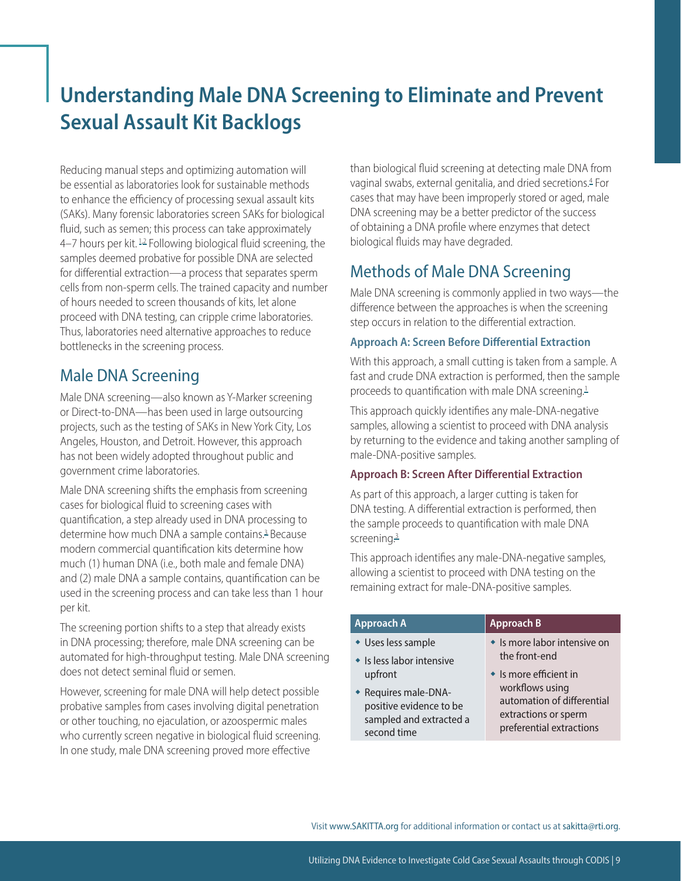# Understanding Male DNA Screening to Eliminate and Prevent Sexual Assault Kit Backlogs

Reducing manual steps and optimizing automation will be essential as laboratories look for sustainable methods to enhance the efficiency of processing sexual assault kits (SAKs). Many forensic laboratories screen SAKs for biological fluid, such as semen; this process can take approximately 4–7 hours per kit.[1,2] Following biological fluid screening, the samples deemed probative for possible DNA are selected for differential extraction—a process that separates sperm cells from non-sperm cells. The trained capacity and number of hours needed to screen thousands of kits, let alone proceed with DNA testing, can cripple crime laboratories. Thus, laboratories need alternative approaches to reduce bottlenecks in the screening process.

## Male DNA Screening

Male DNA screening—also known as Y-Marker screening or Direct-to-DNA—has been used in large outsourcing projects, such as the testing of SAKs in New York City, Los Angeles, Houston, and Detroit. However, this approach has not been widely adopted throughout public and government crime laboratories.

Male DNA screening shifts the emphasis from screening cases for biological fluid to screening cases with quantification, a step already used in DNA processing to determine how much DNA a sample contains.[3] Because modern commercial quantification kits determine how much (1) human DNA (i.e., both male and female DNA) and (2) male DNA a sample contains, quantification can be used in the screening process and can take less than 1 hour per kit.

The screening portion shifts to a step that already exists in DNA processing; therefore, male DNA screening can be automated for high-throughput testing. Male DNA screening does not detect seminal fluid or semen.

However, screening for male DNA will help detect possible probative samples from cases involving digital penetration or other touching, no ejaculation, or azoospermic males who currently screen negative in biological fluid screening. In one study, male DNA screening proved more effective than biological fluid screening at detecting male DNA from vaginal swabs, external genitalia, and dried secretions.[4] For cases that may have been improperly stored or aged, male DNA screening may be a better predictor of the success of obtaining a DNA profile where enzymes that detect biological fluids may have degraded.

## Methods of Male DNA Screening

Male DNA screening is commonly applied in two ways—the difference between the approaches is when the screening step occurs in relation to the differential extraction.

### Approach A: Screen Before Differential Extraction

With this approach, a small cutting is taken from a sample. A fast and crude DNA extraction is performed, then the sample proceeds to quantification with male DNA screening.[1]

This approach quickly identifies any male-DNA-negative samples, allowing a scientist to proceed with DNA analysis by returning to the evidence and taking another sampling of male-DNA-positive samples.

### Approach B: Screen After Differential Extraction

As part of this approach, a larger cutting is taken for DNA testing. A differential extraction is performed, then the sample proceeds to quantification with male DNA screening.[3]

This approach identifies any male-DNA-negative samples, allowing a scientist to proceed with DNA testing on the remaining extract for male-DNA-positive samples.

| Approach A | Approach B |
| --- | --- |
| • Uses less sample<br>• Is less labor intensive upfront<br>• Requires male-DNA-positive evidence to be sampled and extracted a second time | • Is more labor intensive on the front-end<br>• Is more efficient in workflows using automation of differential extractions or sperm preferential extractions |

Visit www.SAKITTA.org for additional information or contact us at sakitta@rti.org.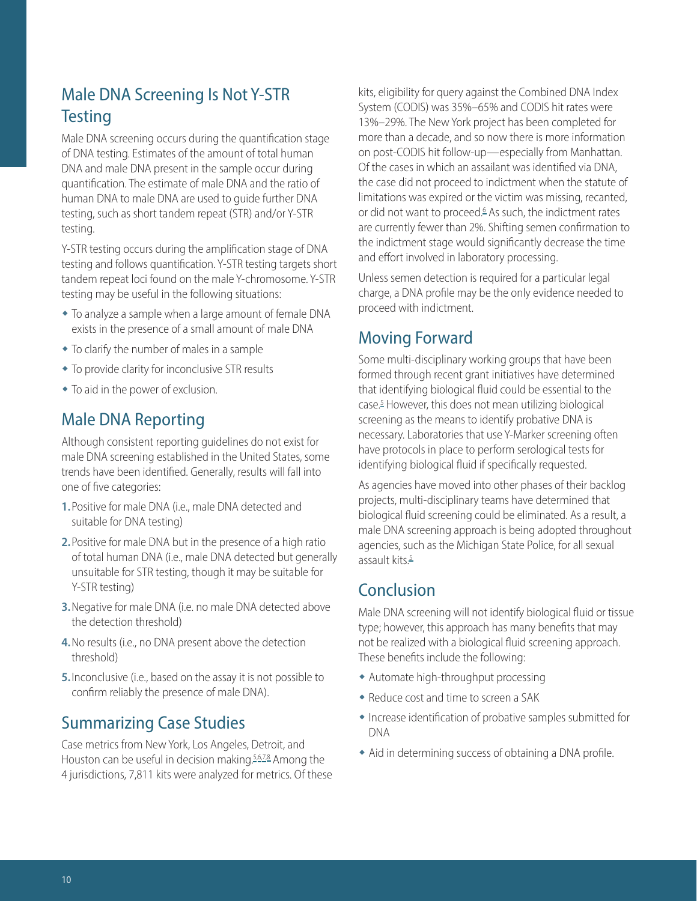## Male DNA Screening Is Not Y-STR Testing

Male DNA screening occurs during the quantification stage of DNA testing. Estimates of the amount of total human DNA and male DNA present in the sample occur during quantification. The estimate of male DNA and the ratio of human DNA to male DNA are used to guide further DNA testing, such as short tandem repeat (STR) and/or Y-STR testing.

Y-STR testing occurs during the amplification stage of DNA testing and follows quantification. Y-STR testing targets short tandem repeat loci found on the male Y-chromosome. Y-STR testing may be useful in the following situations:

- To analyze a sample when a large amount of female DNA exists in the presence of a small amount of male DNA
- To clarify the number of males in a sample
- To provide clarity for inconclusive STR results
- To aid in the power of exclusion.

## Male DNA Reporting

Although consistent reporting guidelines do not exist for male DNA screening established in the United States, some trends have been identified. Generally, results will fall into one of five categories:

1. Positive for male DNA (i.e., male DNA detected and suitable for DNA testing)
2. Positive for male DNA but in the presence of a high ratio of total human DNA (i.e., male DNA detected but generally unsuitable for STR testing, though it may be suitable for Y-STR testing)
3. Negative for male DNA (i.e. no male DNA detected above the detection threshold)
4. No results (i.e., no DNA present above the detection threshold)
5. Inconclusive (i.e., based on the assay it is not possible to confirm reliably the presence of male DNA).

## Summarizing Case Studies

Case metrics from New York, Los Angeles, Detroit, and Houston can be useful in decision making.[5,6,7,8] Among the 4 jurisdictions, 7,811 kits were analyzed for metrics. Of these kits, eligibility for query against the Combined DNA Index System (CODIS) was 35%–65% and CODIS hit rates were 13%–29%. The New York project has been completed for more than a decade, and so now there is more information on post-CODIS hit follow-up—especially from Manhattan. Of the cases in which an assailant was identified via DNA, the case did not proceed to indictment when the statute of limitations was expired or the victim was missing, recanted, or did not want to proceed.[6] As such, the indictment rates are currently fewer than 2%. Shifting semen confirmation to the indictment stage would significantly decrease the time and effort involved in laboratory processing.

Unless semen detection is required for a particular legal charge, a DNA profile may be the only evidence needed to proceed with indictment.

## Moving Forward

Some multi-disciplinary working groups that have been formed through recent grant initiatives have determined that identifying biological fluid could be essential to the case.[5] However, this does not mean utilizing biological screening as the means to identify probative DNA is necessary. Laboratories that use Y-Marker screening often have protocols in place to perform serological tests for identifying biological fluid if specifically requested.

As agencies have moved into other phases of their backlog projects, multi-disciplinary teams have determined that biological fluid screening could be eliminated. As a result, a male DNA screening approach is being adopted throughout agencies, such as the Michigan State Police, for all sexual assault kits.[5]

## Conclusion

Male DNA screening will not identify biological fluid or tissue type; however, this approach has many benefits that may not be realized with a biological fluid screening approach. These benefits include the following:

- Automate high-throughput processing
- Reduce cost and time to screen a SAK
- Increase identification of probative samples submitted for DNA
- Aid in determining success of obtaining a DNA profile.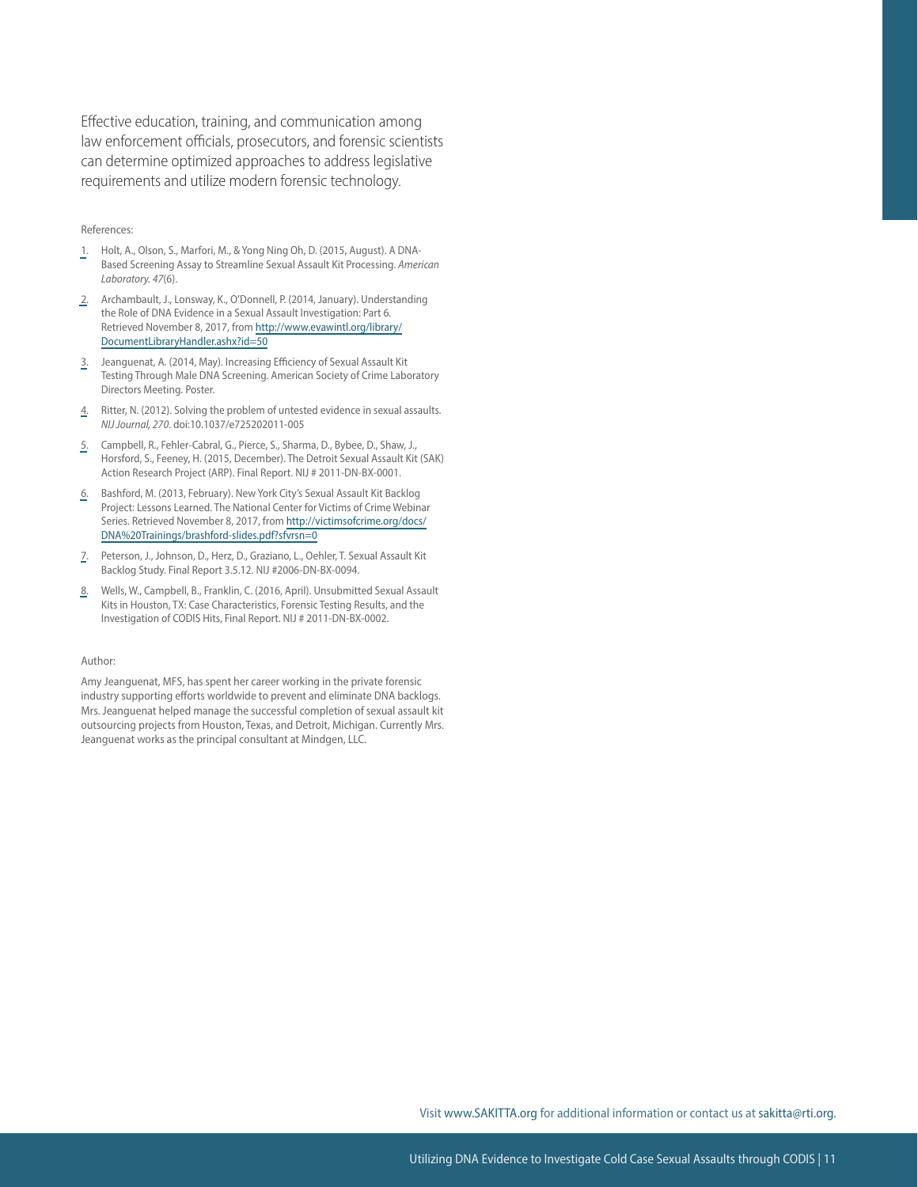Effective education, training, and communication among law enforcement officials, prosecutors, and forensic scientists can determine optimized approaches to address legislative requirements and utilize modern forensic technology.

References:

1. Holt, A., Olson, S., Marfori, M., & Yong Ning Oh, D. (2015, August). A DNA-Based Screening Assay to Streamline Sexual Assault Kit Processing. *American Laboratory. 47*(6).
2. Archambault, J., Lonsway, K., O'Donnell, P. (2014, January). Understanding the Role of DNA Evidence in a Sexual Assault Investigation: Part 6. Retrieved November 8, 2017, from http://www.evawintl.org/library/DocumentLibraryHandler.ashx?id=50
3. Jeanguenat, A. (2014, May). Increasing Efficiency of Sexual Assault Kit Testing Through Male DNA Screening. American Society of Crime Laboratory Directors Meeting. Poster.
4. Ritter, N. (2012). Solving the problem of untested evidence in sexual assaults. *NIJ Journal, 270*. doi:10.1037/e725202011-005
5. Campbell, R., Fehler-Cabral, G., Pierce, S., Sharma, D., Bybee, D., Shaw, J., Horsford, S., Feeney, H. (2015, December). The Detroit Sexual Assault Kit (SAK) Action Research Project (ARP). Final Report. NIJ # 2011-DN-BX-0001.
6. Bashford, M. (2013, February). New York City's Sexual Assault Kit Backlog Project: Lessons Learned. The National Center for Victims of Crime Webinar Series. Retrieved November 8, 2017, from http://victimsofcrime.org/docs/DNA%20Trainings/brashford-slides.pdf?sfvrsn=0
7. Peterson, J., Johnson, D., Herz, D., Graziano, L., Oehler, T. Sexual Assault Kit Backlog Study. Final Report 3.5.12. NIJ #2006-DN-BX-0094.
8. Wells, W., Campbell, B., Franklin, C. (2016, April). Unsubmitted Sexual Assault Kits in Houston, TX: Case Characteristics, Forensic Testing Results, and the Investigation of CODIS Hits, Final Report. NIJ # 2011-DN-BX-0002.

Author:

Amy Jeanguenat, MFS, has spent her career working in the private forensic industry supporting efforts worldwide to prevent and eliminate DNA backlogs. Mrs. Jeanguenat helped manage the successful completion of sexual assault kit outsourcing projects from Houston, Texas, and Detroit, Michigan. Currently Mrs. Jeanguenat works as the principal consultant at Mindgen, LLC.

Visit www.SAKITTA.org for additional information or contact us at sakitta@rti.org.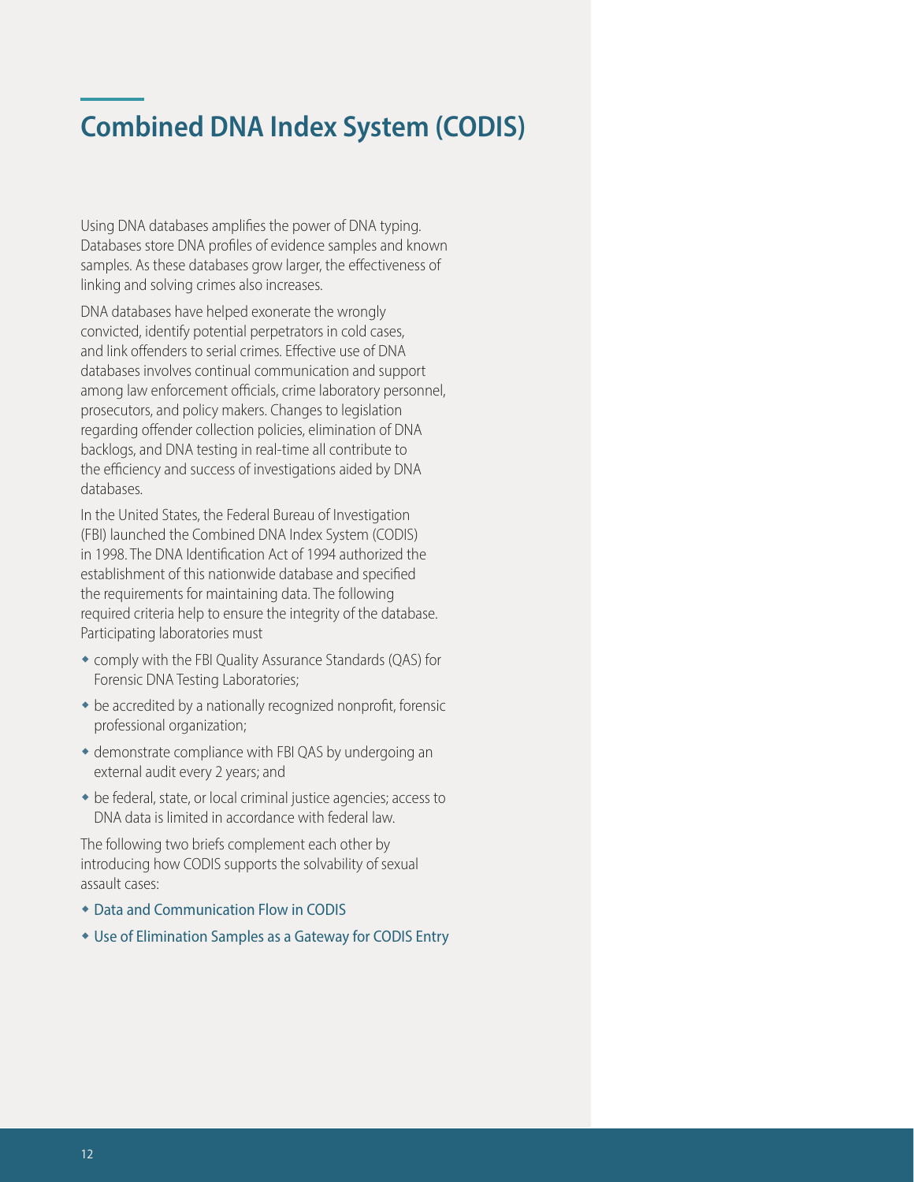# Combined DNA Index System (CODIS)

Using DNA databases amplifies the power of DNA typing. Databases store DNA profiles of evidence samples and known samples. As these databases grow larger, the effectiveness of linking and solving crimes also increases.

DNA databases have helped exonerate the wrongly convicted, identify potential perpetrators in cold cases, and link offenders to serial crimes. Effective use of DNA databases involves continual communication and support among law enforcement officials, crime laboratory personnel, prosecutors, and policy makers. Changes to legislation regarding offender collection policies, elimination of DNA backlogs, and DNA testing in real-time all contribute to the efficiency and success of investigations aided by DNA databases.

In the United States, the Federal Bureau of Investigation (FBI) launched the Combined DNA Index System (CODIS) in 1998. The DNA Identification Act of 1994 authorized the establishment of this nationwide database and specified the requirements for maintaining data. The following required criteria help to ensure the integrity of the database. Participating laboratories must

- comply with the FBI Quality Assurance Standards (QAS) for Forensic DNA Testing Laboratories;
- be accredited by a nationally recognized nonprofit, forensic professional organization;
- demonstrate compliance with FBI QAS by undergoing an external audit every 2 years; and
- be federal, state, or local criminal justice agencies; access to DNA data is limited in accordance with federal law.

The following two briefs complement each other by introducing how CODIS supports the solvability of sexual assault cases:

- Data and Communication Flow in CODIS
- Use of Elimination Samples as a Gateway for CODIS Entry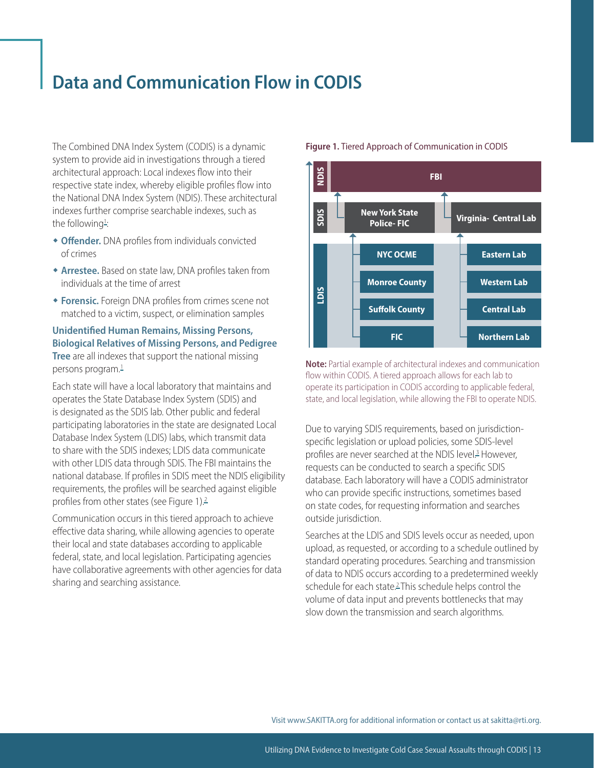# Data and Communication Flow in CODIS

The Combined DNA Index System (CODIS) is a dynamic system to provide aid in investigations through a tiered architectural approach: Local indexes flow into their respective state index, whereby eligible profiles flow into the National DNA Index System (NDIS). These architectural indexes further comprise searchable indexes, such as the following[1]:

- **Offender.** DNA profiles from individuals convicted of crimes
- **Arrestee.** Based on state law, DNA profiles taken from individuals at the time of arrest
- **Forensic.** Foreign DNA profiles from crimes scene not matched to a victim, suspect, or elimination samples

**Unidentified Human Remains, Missing Persons, Biological Relatives of Missing Persons, and Pedigree Tree** are all indexes that support the national missing persons program.[1]

Each state will have a local laboratory that maintains and operates the State Database Index System (SDIS) and is designated as the SDIS lab. Other public and federal participating laboratories in the state are designated Local Database Index System (LDIS) labs, which transmit data to share with the SDIS indexes; LDIS data communicate with other LDIS data through SDIS. The FBI maintains the national database. If profiles in SDIS meet the NDIS eligibility requirements, the profiles will be searched against eligible profiles from other states (see Figure 1).[2]

Communication occurs in this tiered approach to achieve effective data sharing, while allowing agencies to operate their local and state databases according to applicable federal, state, and local legislation. Participating agencies have collaborative agreements with other agencies for data sharing and searching assistance.

**Figure 1.** Tiered Approach of Communication in CODIS

| Level | | |
|---|---|---|
| NDIS | FBI | |
| SDIS | New York State Police- FIC | Virginia- Central Lab |
| LDIS | NYC OCME | Eastern Lab |
| LDIS | Monroe County | Western Lab |
| LDIS | Suffolk County | Central Lab |
| LDIS | FIC | Northern Lab |

**Note:** Partial example of architectural indexes and communication flow within CODIS. A tiered approach allows for each lab to operate its participation in CODIS according to applicable federal, state, and local legislation, while allowing the FBI to operate NDIS.

Due to varying SDIS requirements, based on jurisdiction-specific legislation or upload policies, some SDIS-level profiles are never searched at the NDIS level.[3] However, requests can be conducted to search a specific SDIS database. Each laboratory will have a CODIS administrator who can provide specific instructions, sometimes based on state codes, for requesting information and searches outside jurisdiction.

Searches at the LDIS and SDIS levels occur as needed, upon upload, as requested, or according to a schedule outlined by standard operating procedures. Searching and transmission of data to NDIS occurs according to a predetermined weekly schedule for each state.[2] This schedule helps control the volume of data input and prevents bottlenecks that may slow down the transmission and search algorithms.

Visit www.SAKITTA.org for additional information or contact us at sakitta@rti.org.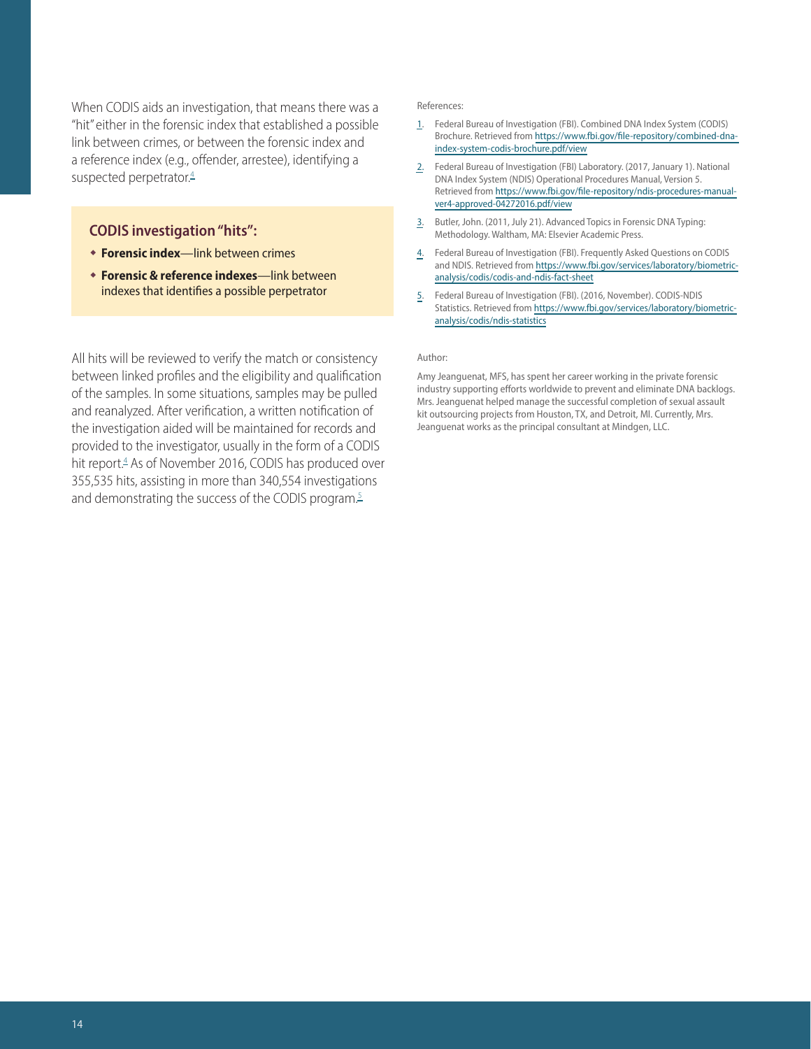When CODIS aids an investigation, that means there was a "hit" either in the forensic index that established a possible link between crimes, or between the forensic index and a reference index (e.g., offender, arrestee), identifying a suspected perpetrator.[4]

### CODIS investigation "hits":

- **Forensic index**—link between crimes
- **Forensic & reference indexes**—link between indexes that identifies a possible perpetrator

All hits will be reviewed to verify the match or consistency between linked profiles and the eligibility and qualification of the samples. In some situations, samples may be pulled and reanalyzed. After verification, a written notification of the investigation aided will be maintained for records and provided to the investigator, usually in the form of a CODIS hit report.[4] As of November 2016, CODIS has produced over 355,535 hits, assisting in more than 340,554 investigations and demonstrating the success of the CODIS program.[5]

References:

1. Federal Bureau of Investigation (FBI). Combined DNA Index System (CODIS) Brochure. Retrieved from https://www.fbi.gov/file-repository/combined-dna-index-system-codis-brochure.pdf/view
2. Federal Bureau of Investigation (FBI) Laboratory. (2017, January 1). National DNA Index System (NDIS) Operational Procedures Manual, Version 5. Retrieved from https://www.fbi.gov/file-repository/ndis-procedures-manual-ver4-approved-04272016.pdf/view
3. Butler, John. (2011, July 21). Advanced Topics in Forensic DNA Typing: Methodology. Waltham, MA: Elsevier Academic Press.
4. Federal Bureau of Investigation (FBI). Frequently Asked Questions on CODIS and NDIS. Retrieved from https://www.fbi.gov/services/laboratory/biometric-analysis/codis/codis-and-ndis-fact-sheet
5. Federal Bureau of Investigation (FBI). (2016, November). CODIS-NDIS Statistics. Retrieved from https://www.fbi.gov/services/laboratory/biometric-analysis/codis/ndis-statistics

Author:

Amy Jeanguenat, MFS, has spent her career working in the private forensic industry supporting efforts worldwide to prevent and eliminate DNA backlogs. Mrs. Jeanguenat helped manage the successful completion of sexual assault kit outsourcing projects from Houston, TX, and Detroit, MI. Currently, Mrs. Jeanguenat works as the principal consultant at Mindgen, LLC.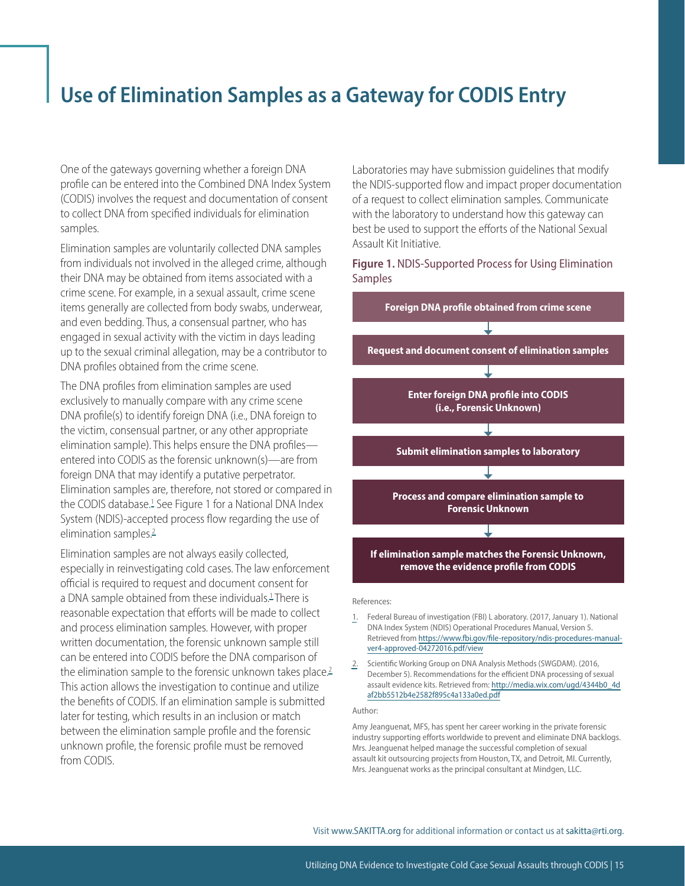# Use of Elimination Samples as a Gateway for CODIS Entry

One of the gateways governing whether a foreign DNA profile can be entered into the Combined DNA Index System (CODIS) involves the request and documentation of consent to collect DNA from specified individuals for elimination samples.

Elimination samples are voluntarily collected DNA samples from individuals not involved in the alleged crime, although their DNA may be obtained from items associated with a crime scene. For example, in a sexual assault, crime scene items generally are collected from body swabs, underwear, and even bedding. Thus, a consensual partner, who has engaged in sexual activity with the victim in days leading up to the sexual criminal allegation, may be a contributor to DNA profiles obtained from the crime scene.

The DNA profiles from elimination samples are used exclusively to manually compare with any crime scene DNA profile(s) to identify foreign DNA (i.e., DNA foreign to the victim, consensual partner, or any other appropriate elimination sample). This helps ensure the DNA profiles—entered into CODIS as the forensic unknown(s)—are from foreign DNA that may identify a putative perpetrator. Elimination samples are, therefore, not stored or compared in the CODIS database.[1] See Figure 1 for a National DNA Index System (NDIS)-accepted process flow regarding the use of elimination samples.[2]

Elimination samples are not always easily collected, especially in reinvestigating cold cases. The law enforcement official is required to request and document consent for a DNA sample obtained from these individuals.[1] There is reasonable expectation that efforts will be made to collect and process elimination samples. However, with proper written documentation, the forensic unknown sample still can be entered into CODIS before the DNA comparison of the elimination sample to the forensic unknown takes place.[2] This action allows the investigation to continue and utilize the benefits of CODIS. If an elimination sample is submitted later for testing, which results in an inclusion or match between the elimination sample profile and the forensic unknown profile, the forensic profile must be removed from CODIS.

Laboratories may have submission guidelines that modify the NDIS-supported flow and impact proper documentation of a request to collect elimination samples. Communicate with the laboratory to understand how this gateway can best be used to support the efforts of the National Sexual Assault Kit Initiative.

**Figure 1.** NDIS-Supported Process for Using Elimination Samples

**Foreign DNA profile obtained from crime scene**

↓

**Request and document consent of elimination samples**

↓

**Enter foreign DNA profile into CODIS (i.e., Forensic Unknown)**

↓

**Submit elimination samples to laboratory**

↓

**Process and compare elimination sample to Forensic Unknown**

↓

**If elimination sample matches the Forensic Unknown, remove the evidence profile from CODIS**

References:

1. Federal Bureau of investigation (FBI) L aboratory. (2017, January 1). National DNA Index System (NDIS) Operational Procedures Manual, Version 5. Retrieved from https://www.fbi.gov/file-repository/ndis-procedures-manual-ver4-approved-04272016.pdf/view
2. Scientific Working Group on DNA Analysis Methods (SWGDAM). (2016, December 5). Recommendations for the efficient DNA processing of sexual assault evidence kits. Retrieved from: http://media.wix.com/ugd/4344b0_4daf2bb5512b4e2582f895c4a133a0ed.pdf

Author:

Amy Jeanguenat, MFS, has spent her career working in the private forensic industry supporting efforts worldwide to prevent and eliminate DNA backlogs. Mrs. Jeanguenat helped manage the successful completion of sexual assault kit outsourcing projects from Houston, TX, and Detroit, MI. Currently, Mrs. Jeanguenat works as the principal consultant at Mindgen, LLC.

Visit www.SAKITTA.org for additional information or contact us at sakitta@rti.org.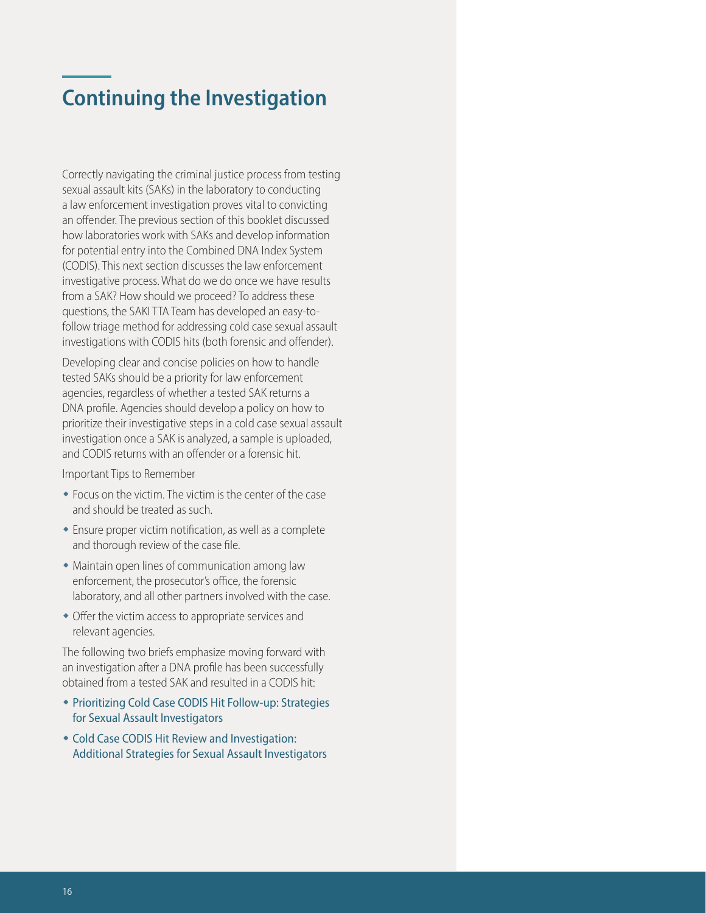# Continuing the Investigation

Correctly navigating the criminal justice process from testing sexual assault kits (SAKs) in the laboratory to conducting a law enforcement investigation proves vital to convicting an offender. The previous section of this booklet discussed how laboratories work with SAKs and develop information for potential entry into the Combined DNA Index System (CODIS). This next section discusses the law enforcement investigative process. What do we do once we have results from a SAK? How should we proceed? To address these questions, the SAKI TTA Team has developed an easy-to-follow triage method for addressing cold case sexual assault investigations with CODIS hits (both forensic and offender).

Developing clear and concise policies on how to handle tested SAKs should be a priority for law enforcement agencies, regardless of whether a tested SAK returns a DNA profile. Agencies should develop a policy on how to prioritize their investigative steps in a cold case sexual assault investigation once a SAK is analyzed, a sample is uploaded, and CODIS returns with an offender or a forensic hit.

Important Tips to Remember

- Focus on the victim. The victim is the center of the case and should be treated as such.
- Ensure proper victim notification, as well as a complete and thorough review of the case file.
- Maintain open lines of communication among law enforcement, the prosecutor's office, the forensic laboratory, and all other partners involved with the case.
- Offer the victim access to appropriate services and relevant agencies.

The following two briefs emphasize moving forward with an investigation after a DNA profile has been successfully obtained from a tested SAK and resulted in a CODIS hit:

- Prioritizing Cold Case CODIS Hit Follow-up: Strategies for Sexual Assault Investigators
- Cold Case CODIS Hit Review and Investigation: Additional Strategies for Sexual Assault Investigators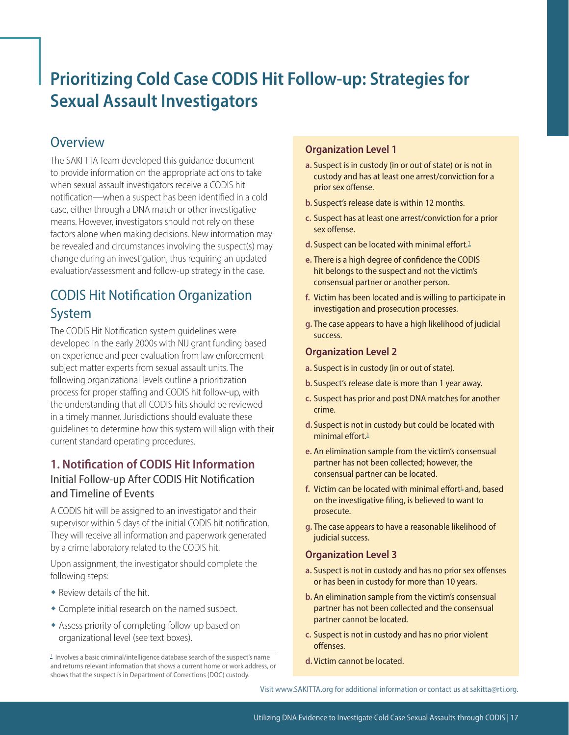# Prioritizing Cold Case CODIS Hit Follow-up: Strategies for Sexual Assault Investigators

## Overview

The SAKI TTA Team developed this guidance document to provide information on the appropriate actions to take when sexual assault investigators receive a CODIS hit notification—when a suspect has been identified in a cold case, either through a DNA match or other investigative means. However, investigators should not rely on these factors alone when making decisions. New information may be revealed and circumstances involving the suspect(s) may change during an investigation, thus requiring an updated evaluation/assessment and follow-up strategy in the case.

## CODIS Hit Notification Organization System

The CODIS Hit Notification system guidelines were developed in the early 2000s with NIJ grant funding based on experience and peer evaluation from law enforcement subject matter experts from sexual assault units. The following organizational levels outline a prioritization process for proper staffing and CODIS hit follow-up, with the understanding that all CODIS hits should be reviewed in a timely manner. Jurisdictions should evaluate these guidelines to determine how this system will align with their current standard operating procedures.

### 1. Notification of CODIS Hit Information

#### Initial Follow-up After CODIS Hit Notification and Timeline of Events

A CODIS hit will be assigned to an investigator and their supervisor within 5 days of the initial CODIS hit notification. They will receive all information and paperwork generated by a crime laboratory related to the CODIS hit.

Upon assignment, the investigator should complete the following steps:

- Review details of the hit.
- Complete initial research on the named suspect.
- Assess priority of completing follow-up based on organizational level (see text boxes).

[1] Involves a basic criminal/intelligence database search of the suspect's name and returns relevant information that shows a current home or work address, or shows that the suspect is in Department of Corrections (DOC) custody.

#### Organization Level 1

a. Suspect is in custody (in or out of state) or is not in custody and has at least one arrest/conviction for a prior sex offense.

b. Suspect's release date is within 12 months.

c. Suspect has at least one arrest/conviction for a prior sex offense.

d. Suspect can be located with minimal effort.[1]

e. There is a high degree of confidence the CODIS hit belongs to the suspect and not the victim's consensual partner or another person.

f. Victim has been located and is willing to participate in investigation and prosecution processes.

g. The case appears to have a high likelihood of judicial success.

#### Organization Level 2

a. Suspect is in custody (in or out of state).

b. Suspect's release date is more than 1 year away.

c. Suspect has prior and post DNA matches for another crime.

d. Suspect is not in custody but could be located with minimal effort.[1]

e. An elimination sample from the victim's consensual partner has not been collected; however, the consensual partner can be located.

f. Victim can be located with minimal effort[1] and, based on the investigative filing, is believed to want to prosecute.

g. The case appears to have a reasonable likelihood of judicial success.

#### Organization Level 3

a. Suspect is not in custody and has no prior sex offenses or has been in custody for more than 10 years.

b. An elimination sample from the victim's consensual partner has not been collected and the consensual partner cannot be located.

c. Suspect is not in custody and has no prior violent offenses.

d. Victim cannot be located.

Visit www.SAKITTA.org for additional information or contact us at sakitta@rti.org.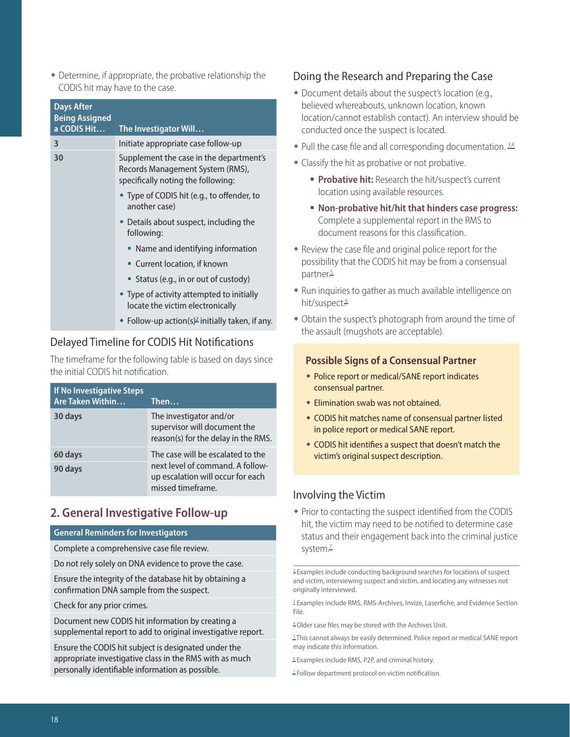- Determine, if appropriate, the probative relationship the CODIS hit may have to the case.

| Days After Being Assigned a CODIS Hit… | The Investigator Will… |
| --- | --- |
| 3 | Initiate appropriate case follow-up |
| 30 | Supplement the case in the department's Records Management System (RMS), specifically noting the following:<br>- Type of CODIS hit (e.g., to offender, to another case)<br>- Details about suspect, including the following:<br>  - Name and identifying information<br>  - Current location, if known<br>  - Status (e.g., in or out of custody)<br>- Type of activity attempted to initially locate the victim electronically<br>- Follow-up action(s)[2] initially taken, if any. |

### Delayed Timeline for CODIS Hit Notifications

The timeframe for the following table is based on days since the initial CODIS hit notification.

| If No Investigative Steps Are Taken Within… | Then… |
| --- | --- |
| 30 days | The investigator and/or supervisor will document the reason(s) for the delay in the RMS. |
| 60 days | The case will be escalated to the next level of command. A follow-up escalation will occur for each missed timeframe. |
| 90 days | |

## 2. General Investigative Follow-up

| General Reminders for Investigators |
| --- |
| Complete a comprehensive case file review. |
| Do not rely solely on DNA evidence to prove the case. |
| Ensure the integrity of the database hit by obtaining a confirmation DNA sample from the suspect. |
| Check for any prior crimes. |
| Document new CODIS hit information by creating a supplemental report to add to original investigative report. |
| Ensure the CODIS hit subject is designated under the appropriate investigative class in the RMS with as much personally identifiable information as possible. |

### Doing the Research and Preparing the Case

- Document details about the suspect's location (e.g., believed whereabouts, unknown location, known location/cannot establish contact). An interview should be conducted once the suspect is located.
- Pull the case file and all corresponding documentation.[3,4]
- Classify the hit as probative or not probative.
  - **Probative hit:** Research the hit/suspect's current location using available resources.
  - **Non-probative hit/hit that hinders case progress:** Complete a supplemental report in the RMS to document reasons for this classification.
- Review the case file and original police report for the possibility that the CODIS hit may be from a consensual partner.[5]
- Run inquiries to gather as much available intelligence on hit/suspect.[6]
- Obtain the suspect's photograph from around the time of the assault (mugshots are acceptable).

#### Possible Signs of a Consensual Partner

- Police report or medical/SANE report indicates consensual partner.
- Elimination swab was not obtained.
- CODIS hit matches name of consensual partner listed in police report or medical SANE report.
- CODIS hit identifies a suspect that doesn't match the victim's original suspect description.

### Involving the Victim

- Prior to contacting the suspect identified from the CODIS hit, the victim may need to be notified to determine case status and their engagement back into the criminal justice system.[7]

---

[2] Examples include conducting background searches for locations of suspect and victim, interviewing suspect and victim, and locating any witnesses not originally interviewed.

[3] Examples include RMS, RMS-Archives, Invize, Laserfiche, and Evidence Section File.

[4] Older case files may be stored with the Archives Unit.

[5] This cannot always be easily determined. Police report or medical SANE report may indicate this information.

[6] Examples include RMS, P2P, and criminal history.

[7] Follow department protocol on victim notification.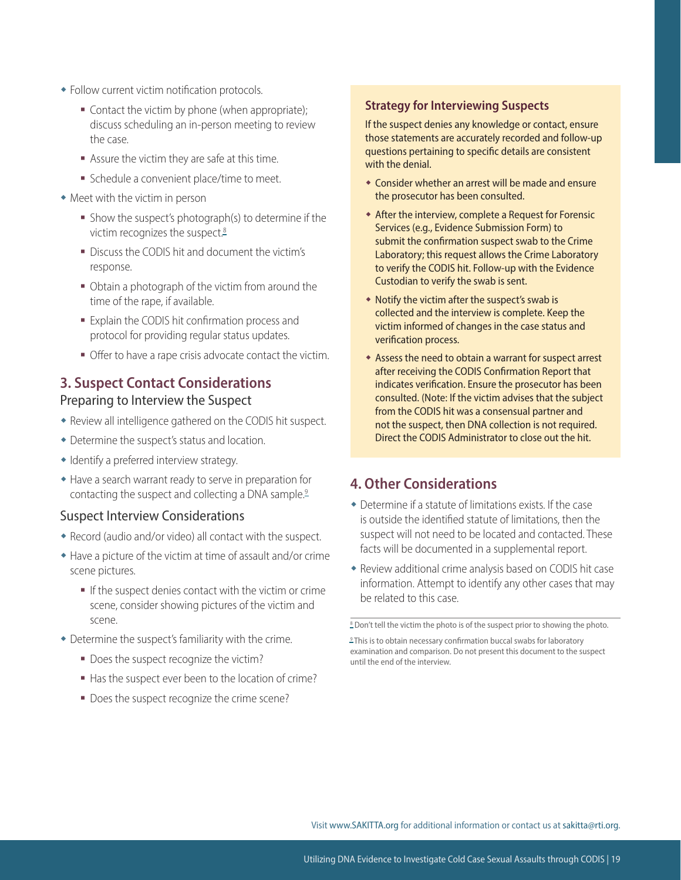- Follow current victim notification protocols.
  - Contact the victim by phone (when appropriate); discuss scheduling an in-person meeting to review the case.
  - Assure the victim they are safe at this time.
  - Schedule a convenient place/time to meet.
- Meet with the victim in person
  - Show the suspect's photograph(s) to determine if the victim recognizes the suspect.[8]
  - Discuss the CODIS hit and document the victim's response.
  - Obtain a photograph of the victim from around the time of the rape, if available.
  - Explain the CODIS hit confirmation process and protocol for providing regular status updates.
  - Offer to have a rape crisis advocate contact the victim.

## 3. Suspect Contact Considerations

### Preparing to Interview the Suspect

- Review all intelligence gathered on the CODIS hit suspect.
- Determine the suspect's status and location.
- Identify a preferred interview strategy.
- Have a search warrant ready to serve in preparation for contacting the suspect and collecting a DNA sample.[9]

### Suspect Interview Considerations

- Record (audio and/or video) all contact with the suspect.
- Have a picture of the victim at time of assault and/or crime scene pictures.
  - If the suspect denies contact with the victim or crime scene, consider showing pictures of the victim and scene.
- Determine the suspect's familiarity with the crime.
  - Does the suspect recognize the victim?
  - Has the suspect ever been to the location of crime?
  - Does the suspect recognize the crime scene?

### Strategy for Interviewing Suspects

If the suspect denies any knowledge or contact, ensure those statements are accurately recorded and follow-up questions pertaining to specific details are consistent with the denial.

- Consider whether an arrest will be made and ensure the prosecutor has been consulted.
- After the interview, complete a Request for Forensic Services (e.g., Evidence Submission Form) to submit the confirmation suspect swab to the Crime Laboratory; this request allows the Crime Laboratory to verify the CODIS hit. Follow-up with the Evidence Custodian to verify the swab is sent.
- Notify the victim after the suspect's swab is collected and the interview is complete. Keep the victim informed of changes in the case status and verification process.
- Assess the need to obtain a warrant for suspect arrest after receiving the CODIS Confirmation Report that indicates verification. Ensure the prosecutor has been consulted. (Note: If the victim advises that the subject from the CODIS hit was a consensual partner and not the suspect, then DNA collection is not required. Direct the CODIS Administrator to close out the hit.

## 4. Other Considerations

- Determine if a statute of limitations exists. If the case is outside the identified statute of limitations, then the suspect will not need to be located and contacted. These facts will be documented in a supplemental report.
- Review additional crime analysis based on CODIS hit case information. Attempt to identify any other cases that may be related to this case.

---

[8] Don't tell the victim the photo is of the suspect prior to showing the photo.

[9] This is to obtain necessary confirmation buccal swabs for laboratory examination and comparison. Do not present this document to the suspect until the end of the interview.

Visit www.SAKITTA.org for additional information or contact us at sakitta@rti.org.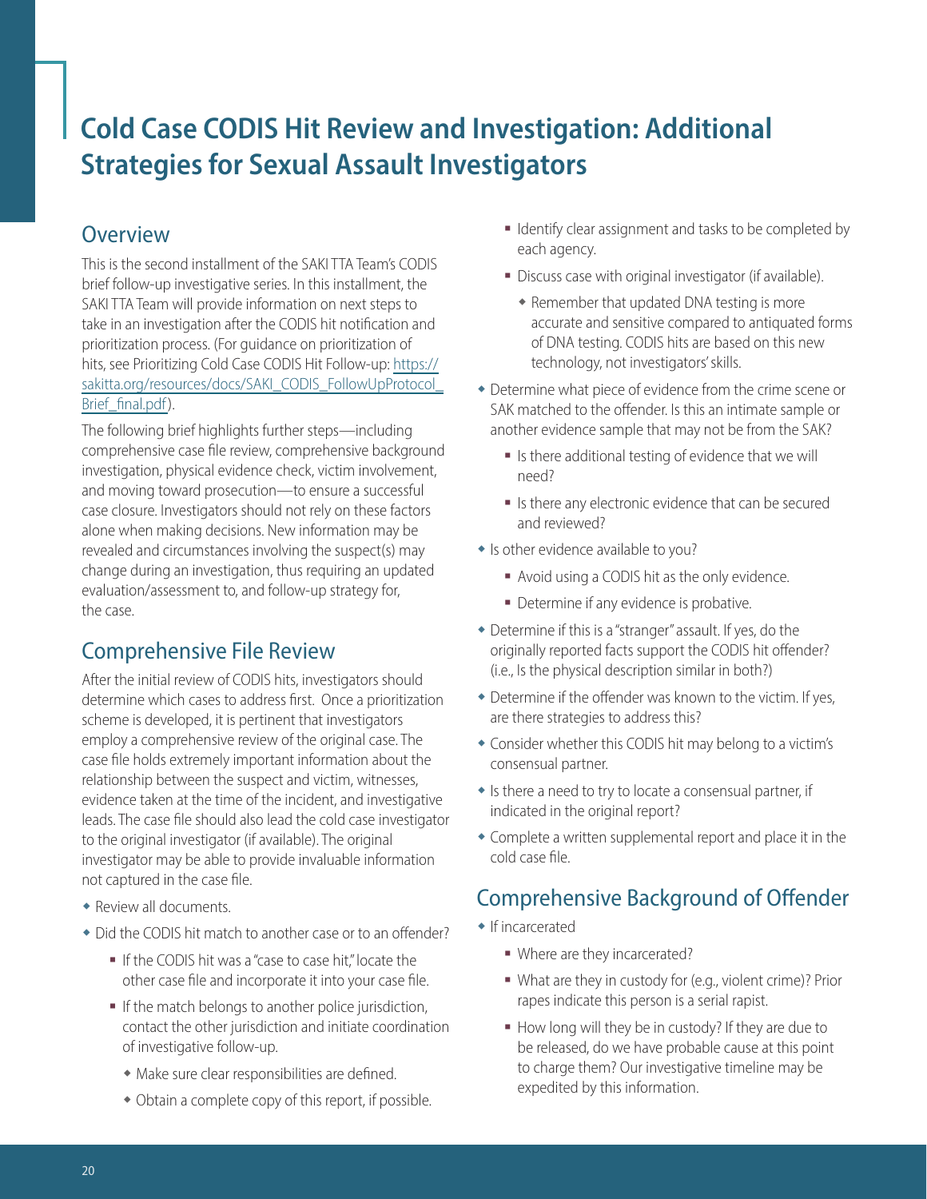# Cold Case CODIS Hit Review and Investigation: Additional Strategies for Sexual Assault Investigators

## Overview

This is the second installment of the SAKI TTA Team's CODIS brief follow-up investigative series. In this installment, the SAKI TTA Team will provide information on next steps to take in an investigation after the CODIS hit notification and prioritization process. (For guidance on prioritization of hits, see Prioritizing Cold Case CODIS Hit Follow-up: [https://sakitta.org/resources/docs/SAKI_CODIS_FollowUpProtocol_Brief_final.pdf](https://sakitta.org/resources/docs/SAKI_CODIS_FollowUpProtocol_Brief_final.pdf)).

The following brief highlights further steps—including comprehensive case file review, comprehensive background investigation, physical evidence check, victim involvement, and moving toward prosecution—to ensure a successful case closure. Investigators should not rely on these factors alone when making decisions. New information may be revealed and circumstances involving the suspect(s) may change during an investigation, thus requiring an updated evaluation/assessment to, and follow-up strategy for, the case.

## Comprehensive File Review

After the initial review of CODIS hits, investigators should determine which cases to address first. Once a prioritization scheme is developed, it is pertinent that investigators employ a comprehensive review of the original case. The case file holds extremely important information about the relationship between the suspect and victim, witnesses, evidence taken at the time of the incident, and investigative leads. The case file should also lead the cold case investigator to the original investigator (if available). The original investigator may be able to provide invaluable information not captured in the case file.

- Review all documents.
- Did the CODIS hit match to another case or to an offender?
  - If the CODIS hit was a "case to case hit," locate the other case file and incorporate it into your case file.
  - If the match belongs to another police jurisdiction, contact the other jurisdiction and initiate coordination of investigative follow-up.
    - Make sure clear responsibilities are defined.
    - Obtain a complete copy of this report, if possible.
  - Identify clear assignment and tasks to be completed by each agency.
  - Discuss case with original investigator (if available).
    - Remember that updated DNA testing is more accurate and sensitive compared to antiquated forms of DNA testing. CODIS hits are based on this new technology, not investigators' skills.
- Determine what piece of evidence from the crime scene or SAK matched to the offender. Is this an intimate sample or another evidence sample that may not be from the SAK?
  - Is there additional testing of evidence that we will need?
  - Is there any electronic evidence that can be secured and reviewed?
- Is other evidence available to you?
  - Avoid using a CODIS hit as the only evidence.
  - Determine if any evidence is probative.
- Determine if this is a "stranger" assault. If yes, do the originally reported facts support the CODIS hit offender? (i.e., Is the physical description similar in both?)
- Determine if the offender was known to the victim. If yes, are there strategies to address this?
- Consider whether this CODIS hit may belong to a victim's consensual partner.
- Is there a need to try to locate a consensual partner, if indicated in the original report?
- Complete a written supplemental report and place it in the cold case file.

## Comprehensive Background of Offender

- If incarcerated
  - Where are they incarcerated?
  - What are they in custody for (e.g., violent crime)? Prior rapes indicate this person is a serial rapist.
  - How long will they be in custody? If they are due to be released, do we have probable cause at this point to charge them? Our investigative timeline may be expedited by this information.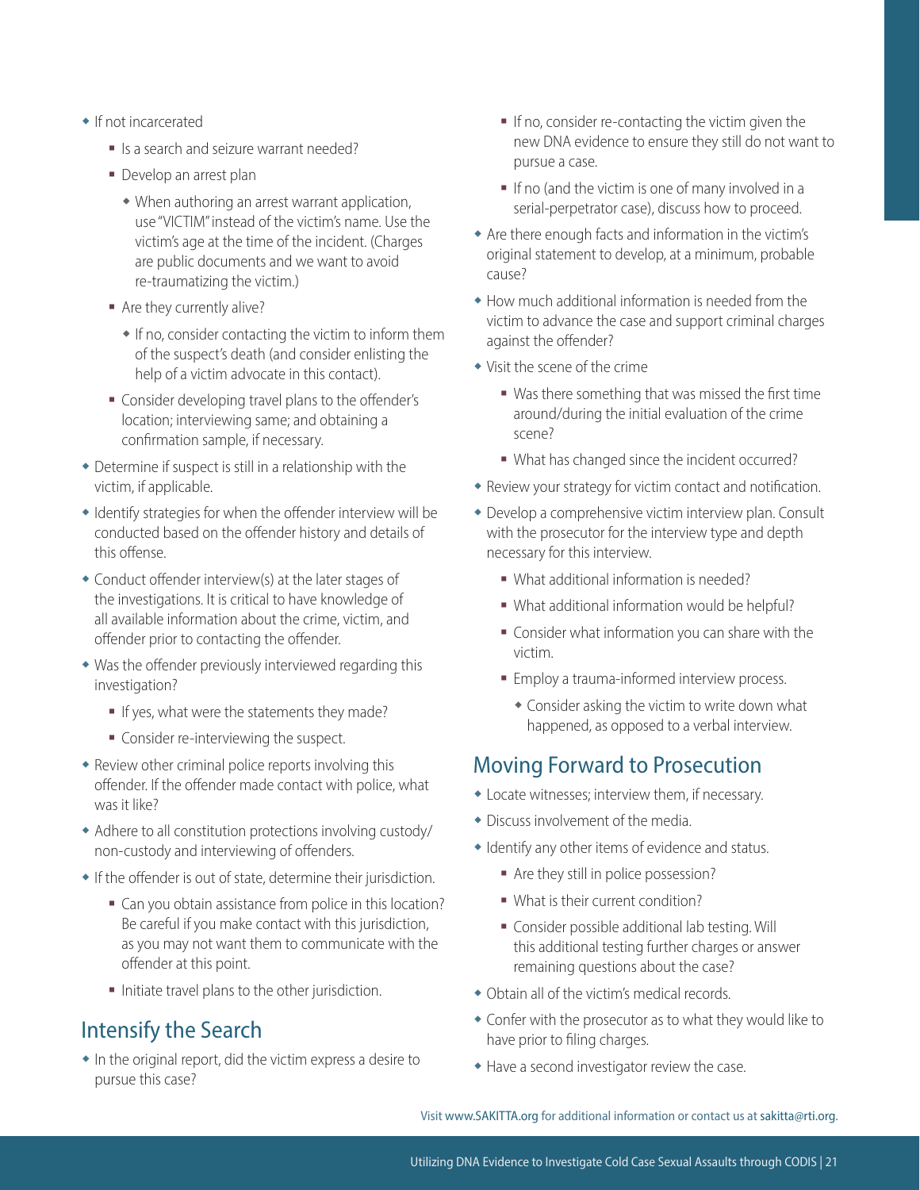- If not incarcerated
  - Is a search and seizure warrant needed?
  - Develop an arrest plan
    - When authoring an arrest warrant application, use "VICTIM" instead of the victim's name. Use the victim's age at the time of the incident. (Charges are public documents and we want to avoid re-traumatizing the victim.)
  - Are they currently alive?
    - If no, consider contacting the victim to inform them of the suspect's death (and consider enlisting the help of a victim advocate in this contact).
  - Consider developing travel plans to the offender's location; interviewing same; and obtaining a confirmation sample, if necessary.
- Determine if suspect is still in a relationship with the victim, if applicable.
- Identify strategies for when the offender interview will be conducted based on the offender history and details of this offense.
- Conduct offender interview(s) at the later stages of the investigations. It is critical to have knowledge of all available information about the crime, victim, and offender prior to contacting the offender.
- Was the offender previously interviewed regarding this investigation?
  - If yes, what were the statements they made?
  - Consider re-interviewing the suspect.
- Review other criminal police reports involving this offender. If the offender made contact with police, what was it like?
- Adhere to all constitution protections involving custody/non-custody and interviewing of offenders.
- If the offender is out of state, determine their jurisdiction.
  - Can you obtain assistance from police in this location? Be careful if you make contact with this jurisdiction, as you may not want them to communicate with the offender at this point.
  - Initiate travel plans to the other jurisdiction.

## Intensify the Search

- In the original report, did the victim express a desire to pursue this case?
  - If no, consider re-contacting the victim given the new DNA evidence to ensure they still do not want to pursue a case.
  - If no (and the victim is one of many involved in a serial-perpetrator case), discuss how to proceed.
- Are there enough facts and information in the victim's original statement to develop, at a minimum, probable cause?
- How much additional information is needed from the victim to advance the case and support criminal charges against the offender?
- Visit the scene of the crime
  - Was there something that was missed the first time around/during the initial evaluation of the crime scene?
  - What has changed since the incident occurred?
- Review your strategy for victim contact and notification.
- Develop a comprehensive victim interview plan. Consult with the prosecutor for the interview type and depth necessary for this interview.
  - What additional information is needed?
  - What additional information would be helpful?
  - Consider what information you can share with the victim.
  - Employ a trauma-informed interview process.
    - Consider asking the victim to write down what happened, as opposed to a verbal interview.

## Moving Forward to Prosecution

- Locate witnesses; interview them, if necessary.
- Discuss involvement of the media.
- Identify any other items of evidence and status.
  - Are they still in police possession?
  - What is their current condition?
  - Consider possible additional lab testing. Will this additional testing further charges or answer remaining questions about the case?
- Obtain all of the victim's medical records.
- Confer with the prosecutor as to what they would like to have prior to filing charges.
- Have a second investigator review the case.

Visit www.SAKITTA.org for additional information or contact us at sakitta@rti.org.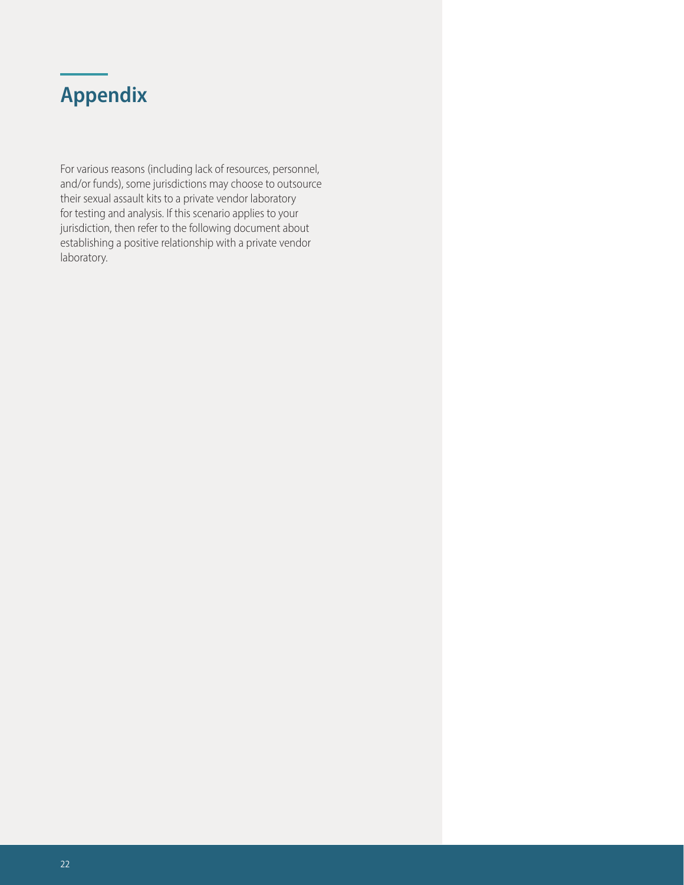# Appendix

For various reasons (including lack of resources, personnel, and/or funds), some jurisdictions may choose to outsource their sexual assault kits to a private vendor laboratory for testing and analysis. If this scenario applies to your jurisdiction, then refer to the following document about establishing a positive relationship with a private vendor laboratory.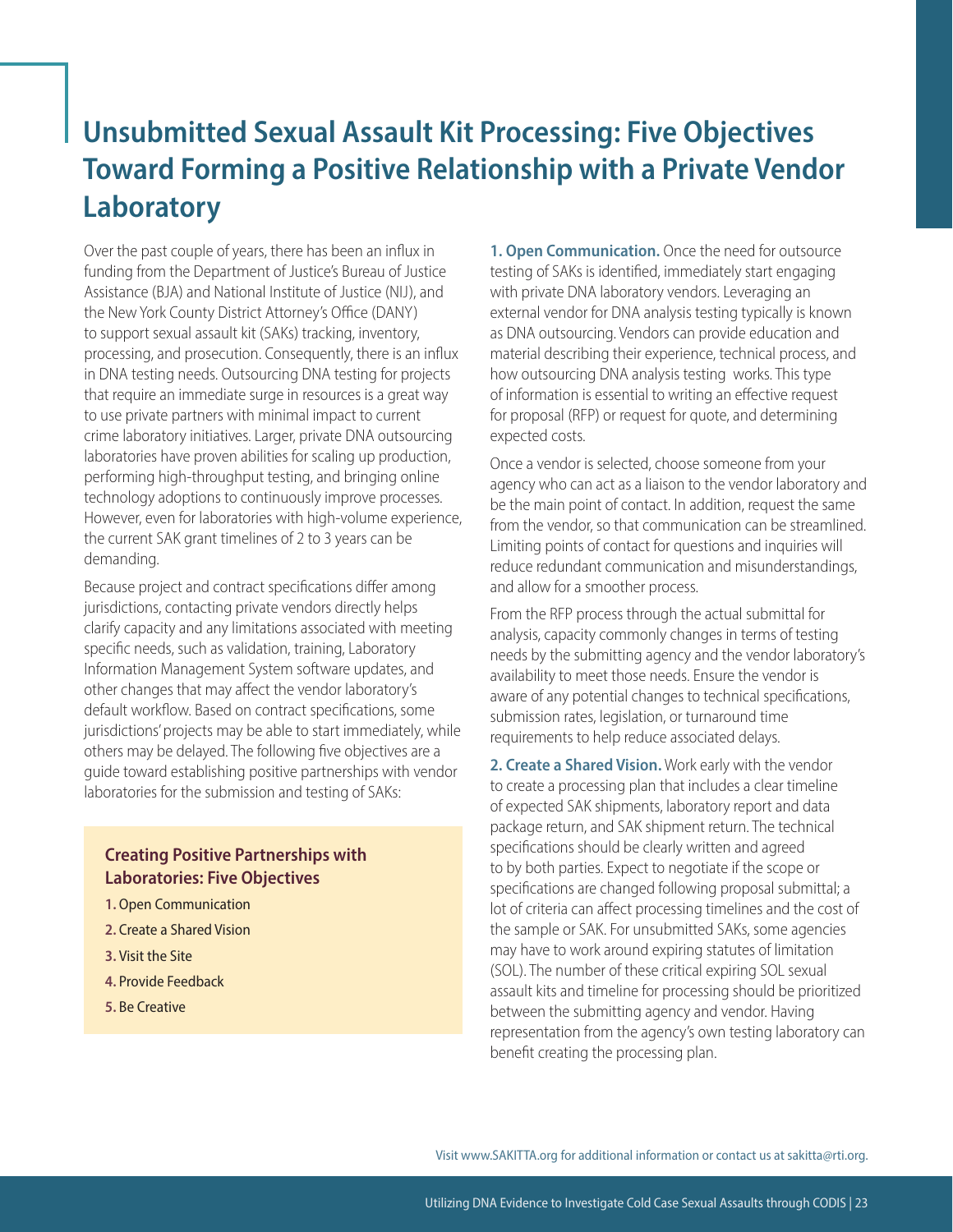# Unsubmitted Sexual Assault Kit Processing: Five Objectives Toward Forming a Positive Relationship with a Private Vendor Laboratory

Over the past couple of years, there has been an influx in funding from the Department of Justice's Bureau of Justice Assistance (BJA) and National Institute of Justice (NIJ), and the New York County District Attorney's Office (DANY) to support sexual assault kit (SAKs) tracking, inventory, processing, and prosecution. Consequently, there is an influx in DNA testing needs. Outsourcing DNA testing for projects that require an immediate surge in resources is a great way to use private partners with minimal impact to current crime laboratory initiatives. Larger, private DNA outsourcing laboratories have proven abilities for scaling up production, performing high-throughput testing, and bringing online technology adoptions to continuously improve processes. However, even for laboratories with high-volume experience, the current SAK grant timelines of 2 to 3 years can be demanding.

Because project and contract specifications differ among jurisdictions, contacting private vendors directly helps clarify capacity and any limitations associated with meeting specific needs, such as validation, training, Laboratory Information Management System software updates, and other changes that may affect the vendor laboratory's default workflow. Based on contract specifications, some jurisdictions' projects may be able to start immediately, while others may be delayed. The following five objectives are a guide toward establishing positive partnerships with vendor laboratories for the submission and testing of SAKs:

**Creating Positive Partnerships with Laboratories: Five Objectives**

1. Open Communication
2. Create a Shared Vision
3. Visit the Site
4. Provide Feedback
5. Be Creative

**1. Open Communication.** Once the need for outsource testing of SAKs is identified, immediately start engaging with private DNA laboratory vendors. Leveraging an external vendor for DNA analysis testing typically is known as DNA outsourcing. Vendors can provide education and material describing their experience, technical process, and how outsourcing DNA analysis testing works. This type of information is essential to writing an effective request for proposal (RFP) or request for quote, and determining expected costs.

Once a vendor is selected, choose someone from your agency who can act as a liaison to the vendor laboratory and be the main point of contact. In addition, request the same from the vendor, so that communication can be streamlined. Limiting points of contact for questions and inquiries will reduce redundant communication and misunderstandings, and allow for a smoother process.

From the RFP process through the actual submittal for analysis, capacity commonly changes in terms of testing needs by the submitting agency and the vendor laboratory's availability to meet those needs. Ensure the vendor is aware of any potential changes to technical specifications, submission rates, legislation, or turnaround time requirements to help reduce associated delays.

**2. Create a Shared Vision.** Work early with the vendor to create a processing plan that includes a clear timeline of expected SAK shipments, laboratory report and data package return, and SAK shipment return. The technical specifications should be clearly written and agreed to by both parties. Expect to negotiate if the scope or specifications are changed following proposal submittal; a lot of criteria can affect processing timelines and the cost of the sample or SAK. For unsubmitted SAKs, some agencies may have to work around expiring statutes of limitation (SOL). The number of these critical expiring SOL sexual assault kits and timeline for processing should be prioritized between the submitting agency and vendor. Having representation from the agency's own testing laboratory can benefit creating the processing plan.

Visit www.SAKITTA.org for additional information or contact us at sakitta@rti.org.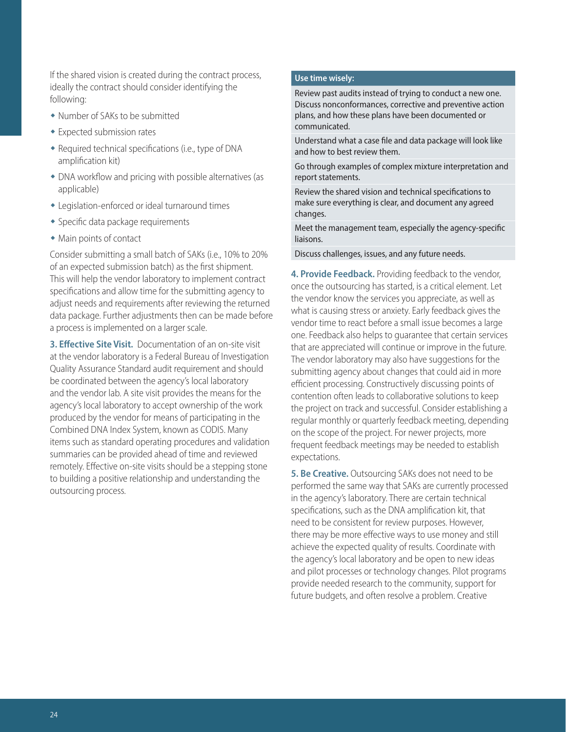If the shared vision is created during the contract process, ideally the contract should consider identifying the following:

- Number of SAKs to be submitted
- Expected submission rates
- Required technical specifications (i.e., type of DNA amplification kit)
- DNA workflow and pricing with possible alternatives (as applicable)
- Legislation-enforced or ideal turnaround times
- Specific data package requirements
- Main points of contact

Consider submitting a small batch of SAKs (i.e., 10% to 20% of an expected submission batch) as the first shipment. This will help the vendor laboratory to implement contract specifications and allow time for the submitting agency to adjust needs and requirements after reviewing the returned data package. Further adjustments then can be made before a process is implemented on a larger scale.

**3. Effective Site Visit.** Documentation of an on-site visit at the vendor laboratory is a Federal Bureau of Investigation Quality Assurance Standard audit requirement and should be coordinated between the agency's local laboratory and the vendor lab. A site visit provides the means for the agency's local laboratory to accept ownership of the work produced by the vendor for means of participating in the Combined DNA Index System, known as CODIS. Many items such as standard operating procedures and validation summaries can be provided ahead of time and reviewed remotely. Effective on-site visits should be a stepping stone to building a positive relationship and understanding the outsourcing process.

| Use time wisely: |
| --- |
| Review past audits instead of trying to conduct a new one. Discuss nonconformances, corrective and preventive action plans, and how these plans have been documented or communicated. |
| Understand what a case file and data package will look like and how to best review them. |
| Go through examples of complex mixture interpretation and report statements. |
| Review the shared vision and technical specifications to make sure everything is clear, and document any agreed changes. |
| Meet the management team, especially the agency-specific liaisons. |
| Discuss challenges, issues, and any future needs. |

**4. Provide Feedback.** Providing feedback to the vendor, once the outsourcing has started, is a critical element. Let the vendor know the services you appreciate, as well as what is causing stress or anxiety. Early feedback gives the vendor time to react before a small issue becomes a large one. Feedback also helps to guarantee that certain services that are appreciated will continue or improve in the future. The vendor laboratory may also have suggestions for the submitting agency about changes that could aid in more efficient processing. Constructively discussing points of contention often leads to collaborative solutions to keep the project on track and successful. Consider establishing a regular monthly or quarterly feedback meeting, depending on the scope of the project. For newer projects, more frequent feedback meetings may be needed to establish expectations.

**5. Be Creative.** Outsourcing SAKs does not need to be performed the same way that SAKs are currently processed in the agency's laboratory. There are certain technical specifications, such as the DNA amplification kit, that need to be consistent for review purposes. However, there may be more effective ways to use money and still achieve the expected quality of results. Coordinate with the agency's local laboratory and be open to new ideas and pilot processes or technology changes. Pilot programs provide needed research to the community, support for future budgets, and often resolve a problem. Creative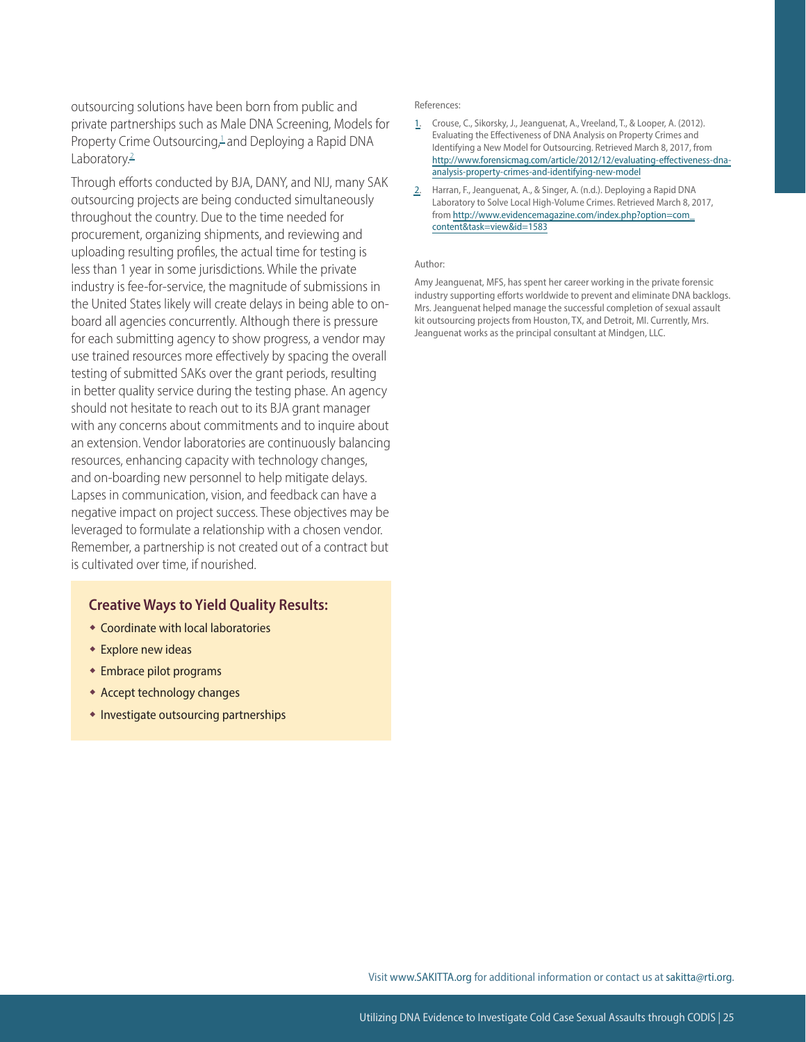outsourcing solutions have been born from public and private partnerships such as Male DNA Screening, Models for Property Crime Outsourcing,[1] and Deploying a Rapid DNA Laboratory.[2]

Through efforts conducted by BJA, DANY, and NIJ, many SAK outsourcing projects are being conducted simultaneously throughout the country. Due to the time needed for procurement, organizing shipments, and reviewing and uploading resulting profiles, the actual time for testing is less than 1 year in some jurisdictions. While the private industry is fee-for-service, the magnitude of submissions in the United States likely will create delays in being able to on-board all agencies concurrently. Although there is pressure for each submitting agency to show progress, a vendor may use trained resources more effectively by spacing the overall testing of submitted SAKs over the grant periods, resulting in better quality service during the testing phase. An agency should not hesitate to reach out to its BJA grant manager with any concerns about commitments and to inquire about an extension. Vendor laboratories are continuously balancing resources, enhancing capacity with technology changes, and on-boarding new personnel to help mitigate delays. Lapses in communication, vision, and feedback can have a negative impact on project success. These objectives may be leveraged to formulate a relationship with a chosen vendor. Remember, a partnership is not created out of a contract but is cultivated over time, if nourished.

**Creative Ways to Yield Quality Results:**

- Coordinate with local laboratories
- Explore new ideas
- Embrace pilot programs
- Accept technology changes
- Investigate outsourcing partnerships

References:

1. Crouse, C., Sikorsky, J., Jeanguenat, A., Vreeland, T., & Looper, A. (2012). Evaluating the Effectiveness of DNA Analysis on Property Crimes and Identifying a New Model for Outsourcing. Retrieved March 8, 2017, from http://www.forensicmag.com/article/2012/12/evaluating-effectiveness-dna-analysis-property-crimes-and-identifying-new-model
2. Harran, F., Jeanguenat, A., & Singer, A. (n.d.). Deploying a Rapid DNA Laboratory to Solve Local High-Volume Crimes. Retrieved March 8, 2017, from http://www.evidencemagazine.com/index.php?option=com_content&task=view&id=1583

Author:

Amy Jeanguenat, MFS, has spent her career working in the private forensic industry supporting efforts worldwide to prevent and eliminate DNA backlogs. Mrs. Jeanguenat helped manage the successful completion of sexual assault kit outsourcing projects from Houston, TX, and Detroit, MI. Currently, Mrs. Jeanguenat works as the principal consultant at Mindgen, LLC.

Visit www.SAKITTA.org for additional information or contact us at sakitta@rti.org.